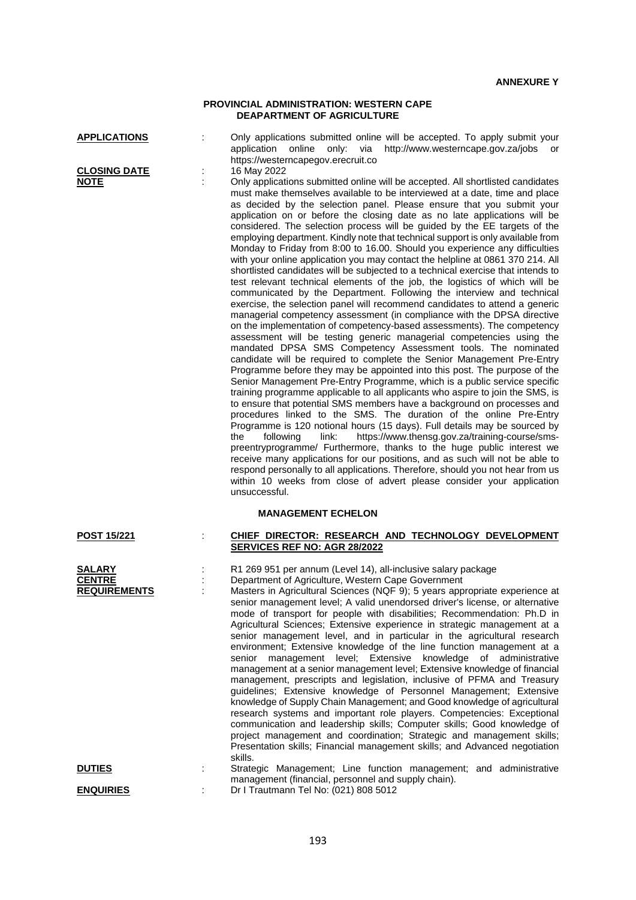**ANNEXURE Y**

**PROVINCIAL ADMINISTRATION: WESTERN CAPE**
**DEAPARTMENT OF AGRICULTURE**

**APPLICATIONS** : Only applications submitted online will be accepted. To apply submit your application online only: via http://www.westerncape.gov.za/jobs or https://westerncapegov.erecruit.co

**CLOSING DATE** : 16 May 2022

**NOTE** : Only applications submitted online will be accepted. All shortlisted candidates must make themselves available to be interviewed at a date, time and place as decided by the selection panel. Please ensure that you submit your application on or before the closing date as no late applications will be considered. The selection process will be guided by the EE targets of the employing department. Kindly note that technical support is only available from Monday to Friday from 8:00 to 16.00. Should you experience any difficulties with your online application you may contact the helpline at 0861 370 214. All shortlisted candidates will be subjected to a technical exercise that intends to test relevant technical elements of the job, the logistics of which will be communicated by the Department. Following the interview and technical exercise, the selection panel will recommend candidates to attend a generic managerial competency assessment (in compliance with the DPSA directive on the implementation of competency-based assessments). The competency assessment will be testing generic managerial competencies using the mandated DPSA SMS Competency Assessment tools. The nominated candidate will be required to complete the Senior Management Pre-Entry Programme before they may be appointed into this post. The purpose of the Senior Management Pre-Entry Programme, which is a public service specific training programme applicable to all applicants who aspire to join the SMS, is to ensure that potential SMS members have a background on processes and procedures linked to the SMS. The duration of the online Pre-Entry Programme is 120 notional hours (15 days). Full details may be sourced by the following link: https://www.thensg.gov.za/training-course/sms-preentryprogramme/ Furthermore, thanks to the huge public interest we receive many applications for our positions, and as such will not be able to respond personally to all applications. Therefore, should you not hear from us within 10 weeks from close of advert please consider your application unsuccessful.

**MANAGEMENT ECHELON**

**POST 15/221** : **CHIEF DIRECTOR: RESEARCH AND TECHNOLOGY DEVELOPMENT SERVICES REF NO: AGR 28/2022**

**SALARY** : R1 269 951 per annum (Level 14), all-inclusive salary package

**CENTRE** : Department of Agriculture, Western Cape Government

**REQUIREMENTS** : Masters in Agricultural Sciences (NQF 9); 5 years appropriate experience at senior management level; A valid unendorsed driver's license, or alternative mode of transport for people with disabilities; Recommendation: Ph.D in Agricultural Sciences; Extensive experience in strategic management at a senior management level, and in particular in the agricultural research environment; Extensive knowledge of the line function management at a senior management level; Extensive knowledge of administrative management at a senior management level; Extensive knowledge of financial management, prescripts and legislation, inclusive of PFMA and Treasury guidelines; Extensive knowledge of Personnel Management; Extensive knowledge of Supply Chain Management; and Good knowledge of agricultural research systems and important role players. Competencies: Exceptional communication and leadership skills; Computer skills; Good knowledge of project management and coordination; Strategic and management skills; Presentation skills; Financial management skills; and Advanced negotiation skills.

**DUTIES** : Strategic Management; Line function management; and administrative management (financial, personnel and supply chain).

**ENQUIRIES** : Dr I Trautmann Tel No: (021) 808 5012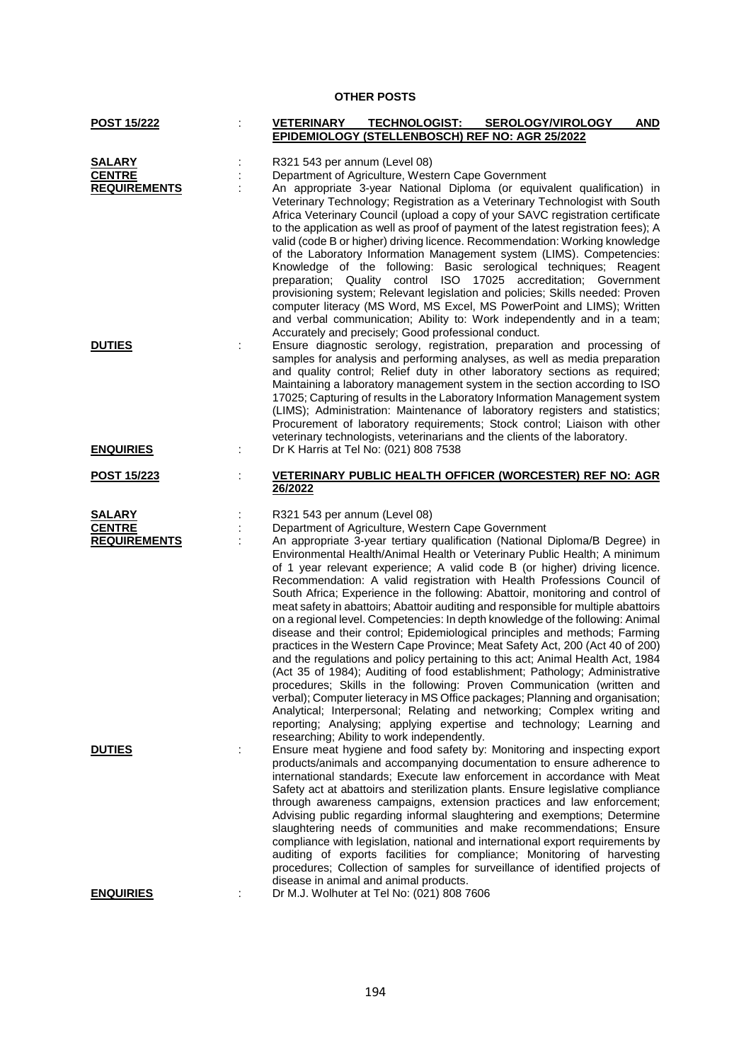## OTHER POSTS

**POST 15/222** : **VETERINARY TECHNOLOGIST: SEROLOGY/VIROLOGY AND EPIDEMIOLOGY (STELLENBOSCH) REF NO: AGR 25/2022**

**SALARY** : R321 543 per annum (Level 08)

**CENTRE** : Department of Agriculture, Western Cape Government

**REQUIREMENTS** : An appropriate 3-year National Diploma (or equivalent qualification) in Veterinary Technology; Registration as a Veterinary Technologist with South Africa Veterinary Council (upload a copy of your SAVC registration certificate to the application as well as proof of payment of the latest registration fees); A valid (code B or higher) driving licence. Recommendation: Working knowledge of the Laboratory Information Management system (LIMS). Competencies: Knowledge of the following: Basic serological techniques; Reagent preparation; Quality control ISO 17025 accreditation; Government provisioning system; Relevant legislation and policies; Skills needed: Proven computer literacy (MS Word, MS Excel, MS PowerPoint and LIMS); Written and verbal communication; Ability to: Work independently and in a team; Accurately and precisely; Good professional conduct.

**DUTIES** : Ensure diagnostic serology, registration, preparation and processing of samples for analysis and performing analyses, as well as media preparation and quality control; Relief duty in other laboratory sections as required; Maintaining a laboratory management system in the section according to ISO 17025; Capturing of results in the Laboratory Information Management system (LIMS); Administration: Maintenance of laboratory registers and statistics; Procurement of laboratory requirements; Stock control; Liaison with other veterinary technologists, veterinarians and the clients of the laboratory.

**ENQUIRIES** : Dr K Harris at Tel No: (021) 808 7538

**POST 15/223** : **VETERINARY PUBLIC HEALTH OFFICER (WORCESTER) REF NO: AGR 26/2022**

**SALARY** : R321 543 per annum (Level 08)

**CENTRE** : Department of Agriculture, Western Cape Government

**REQUIREMENTS** : An appropriate 3-year tertiary qualification (National Diploma/B Degree) in Environmental Health/Animal Health or Veterinary Public Health; A minimum of 1 year relevant experience; A valid code B (or higher) driving licence. Recommendation: A valid registration with Health Professions Council of South Africa; Experience in the following: Abattoir, monitoring and control of meat safety in abattoirs; Abattoir auditing and responsible for multiple abattoirs on a regional level. Competencies: In depth knowledge of the following: Animal disease and their control; Epidemiological principles and methods; Farming practices in the Western Cape Province; Meat Safety Act, 200 (Act 40 of 200) and the regulations and policy pertaining to this act; Animal Health Act, 1984 (Act 35 of 1984); Auditing of food establishment; Pathology; Administrative procedures; Skills in the following: Proven Communication (written and verbal); Computer lieteracy in MS Office packages; Planning and organisation; Analytical; Interpersonal; Relating and networking; Complex writing and reporting; Analysing; applying expertise and technology; Learning and researching; Ability to work independently.

**DUTIES** : Ensure meat hygiene and food safety by: Monitoring and inspecting export products/animals and accompanying documentation to ensure adherence to international standards; Execute law enforcement in accordance with Meat Safety act at abattoirs and sterilization plants. Ensure legislative compliance through awareness campaigns, extension practices and law enforcement; Advising public regarding informal slaughtering and exemptions; Determine slaughtering needs of communities and make recommendations; Ensure compliance with legislation, national and international export requirements by auditing of exports facilities for compliance; Monitoring of harvesting procedures; Collection of samples for surveillance of identified projects of disease in animal and animal products.

**ENQUIRIES** : Dr M.J. Wolhuter at Tel No: (021) 808 7606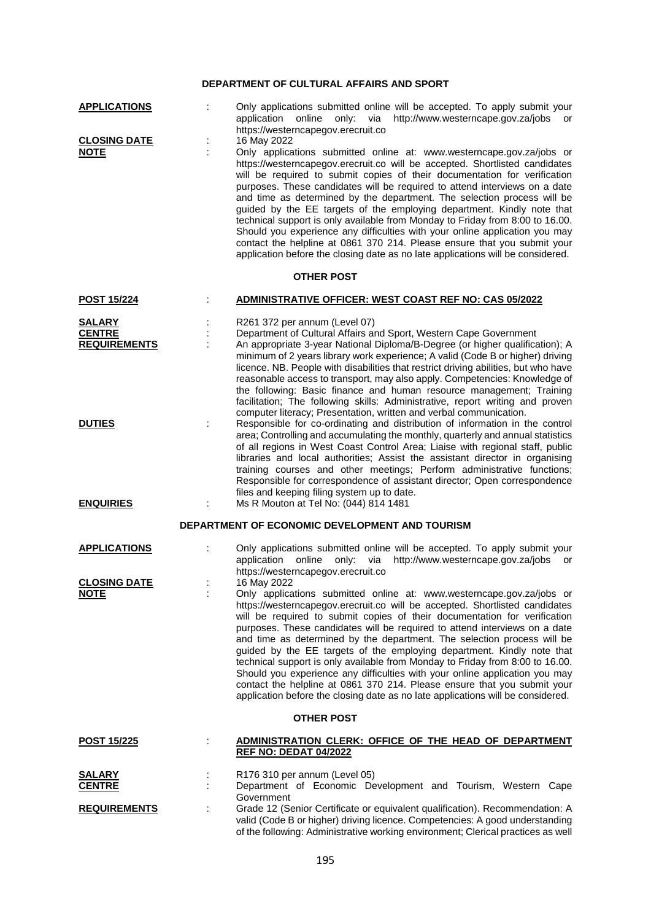## DEPARTMENT OF CULTURAL AFFAIRS AND SPORT

**APPLICATIONS** : Only applications submitted online will be accepted. To apply submit your application online only: via http://www.westerncape.gov.za/jobs or https://westerncapegov.erecruit.co

**CLOSING DATE** : 16 May 2022

**NOTE** : Only applications submitted online at: www.westerncape.gov.za/jobs or https://westerncapegov.erecruit.co will be accepted. Shortlisted candidates will be required to submit copies of their documentation for verification purposes. These candidates will be required to attend interviews on a date and time as determined by the department. The selection process will be guided by the EE targets of the employing department. Kindly note that technical support is only available from Monday to Friday from 8:00 to 16.00. Should you experience any difficulties with your online application you may contact the helpline at 0861 370 214. Please ensure that you submit your application before the closing date as no late applications will be considered.

### OTHER POST

**POST 15/224** : **ADMINISTRATIVE OFFICER: WEST COAST REF NO: CAS 05/2022**

**SALARY** : R261 372 per annum (Level 07)

**CENTRE** : Department of Cultural Affairs and Sport, Western Cape Government

**REQUIREMENTS** : An appropriate 3-year National Diploma/B-Degree (or higher qualification); A minimum of 2 years library work experience; A valid (Code B or higher) driving licence. NB. People with disabilities that restrict driving abilities, but who have reasonable access to transport, may also apply. Competencies: Knowledge of the following: Basic finance and human resource management; Training facilitation; The following skills: Administrative, report writing and proven computer literacy; Presentation, written and verbal communication.

**DUTIES** : Responsible for co-ordinating and distribution of information in the control area; Controlling and accumulating the monthly, quarterly and annual statistics of all regions in West Coast Control Area; Liaise with regional staff, public libraries and local authorities; Assist the assistant director in organising training courses and other meetings; Perform administrative functions; Responsible for correspondence of assistant director; Open correspondence files and keeping filing system up to date.

**ENQUIRIES** : Ms R Mouton at Tel No: (044) 814 1481

## DEPARTMENT OF ECONOMIC DEVELOPMENT AND TOURISM

**APPLICATIONS** : Only applications submitted online will be accepted. To apply submit your application online only: via http://www.westerncape.gov.za/jobs or https://westerncapegov.erecruit.co

**CLOSING DATE** : 16 May 2022

**NOTE** : Only applications submitted online at: www.westerncape.gov.za/jobs or https://westerncapegov.erecruit.co will be accepted. Shortlisted candidates will be required to submit copies of their documentation for verification purposes. These candidates will be required to attend interviews on a date and time as determined by the department. The selection process will be guided by the EE targets of the employing department. Kindly note that technical support is only available from Monday to Friday from 8:00 to 16.00. Should you experience any difficulties with your online application you may contact the helpline at 0861 370 214. Please ensure that you submit your application before the closing date as no late applications will be considered.

### OTHER POST

**POST 15/225** : **ADMINISTRATION CLERK: OFFICE OF THE HEAD OF DEPARTMENT REF NO: DEDAT 04/2022**

**SALARY** : R176 310 per annum (Level 05)

**CENTRE** : Department of Economic Development and Tourism, Western Cape Government

**REQUIREMENTS** : Grade 12 (Senior Certificate or equivalent qualification). Recommendation: A valid (Code B or higher) driving licence. Competencies: A good understanding of the following: Administrative working environment; Clerical practices as well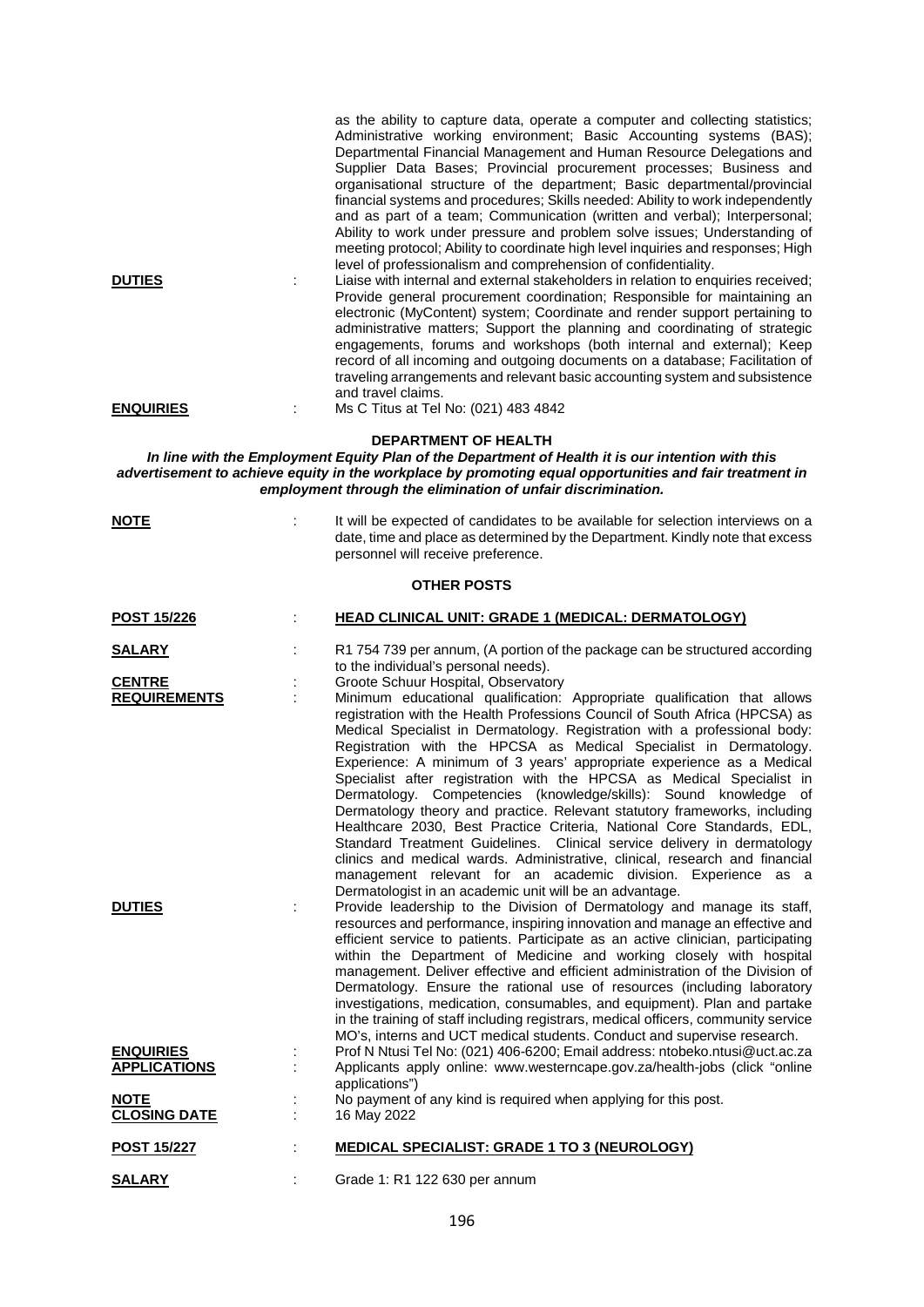as the ability to capture data, operate a computer and collecting statistics; Administrative working environment; Basic Accounting systems (BAS); Departmental Financial Management and Human Resource Delegations and Supplier Data Bases; Provincial procurement processes; Business and organisational structure of the department; Basic departmental/provincial financial systems and procedures; Skills needed: Ability to work independently and as part of a team; Communication (written and verbal); Interpersonal; Ability to work under pressure and problem solve issues; Understanding of meeting protocol; Ability to coordinate high level inquiries and responses; High level of professionalism and comprehension of confidentiality.

**DUTIES** : Liaise with internal and external stakeholders in relation to enquiries received; Provide general procurement coordination; Responsible for maintaining an electronic (MyContent) system; Coordinate and render support pertaining to administrative matters; Support the planning and coordinating of strategic engagements, forums and workshops (both internal and external); Keep record of all incoming and outgoing documents on a database; Facilitation of traveling arrangements and relevant basic accounting system and subsistence and travel claims.

**ENQUIRIES** : Ms C Titus at Tel No: (021) 483 4842

## DEPARTMENT OF HEALTH

***In line with the Employment Equity Plan of the Department of Health it is our intention with this advertisement to achieve equity in the workplace by promoting equal opportunities and fair treatment in employment through the elimination of unfair discrimination.***

**NOTE** : It will be expected of candidates to be available for selection interviews on a date, time and place as determined by the Department. Kindly note that excess personnel will receive preference.

### OTHER POSTS

**POST 15/226** : **HEAD CLINICAL UNIT: GRADE 1 (MEDICAL: DERMATOLOGY)**

**SALARY** : R1 754 739 per annum, (A portion of the package can be structured according to the individual's personal needs).

**CENTRE** : Groote Schuur Hospital, Observatory

**REQUIREMENTS** : Minimum educational qualification: Appropriate qualification that allows registration with the Health Professions Council of South Africa (HPCSA) as Medical Specialist in Dermatology. Registration with a professional body: Registration with the HPCSA as Medical Specialist in Dermatology. Experience: A minimum of 3 years' appropriate experience as a Medical Specialist after registration with the HPCSA as Medical Specialist in Dermatology. Competencies (knowledge/skills): Sound knowledge of Dermatology theory and practice. Relevant statutory frameworks, including Healthcare 2030, Best Practice Criteria, National Core Standards, EDL, Standard Treatment Guidelines. Clinical service delivery in dermatology clinics and medical wards. Administrative, clinical, research and financial management relevant for an academic division. Experience as a Dermatologist in an academic unit will be an advantage.

**DUTIES** : Provide leadership to the Division of Dermatology and manage its staff, resources and performance, inspiring innovation and manage an effective and efficient service to patients. Participate as an active clinician, participating within the Department of Medicine and working closely with hospital management. Deliver effective and efficient administration of the Division of Dermatology. Ensure the rational use of resources (including laboratory investigations, medication, consumables, and equipment). Plan and partake in the training of staff including registrars, medical officers, community service MO's, interns and UCT medical students. Conduct and supervise research.

**ENQUIRIES** : Prof N Ntusi Tel No: (021) 406-6200; Email address: ntobeko.ntusi@uct.ac.za

**APPLICATIONS** : Applicants apply online: www.westerncape.gov.za/health-jobs (click "online applications")

**NOTE** : No payment of any kind is required when applying for this post.

**CLOSING DATE** : 16 May 2022

**POST 15/227** : **MEDICAL SPECIALIST: GRADE 1 TO 3 (NEUROLOGY)**

**SALARY** : Grade 1: R1 122 630 per annum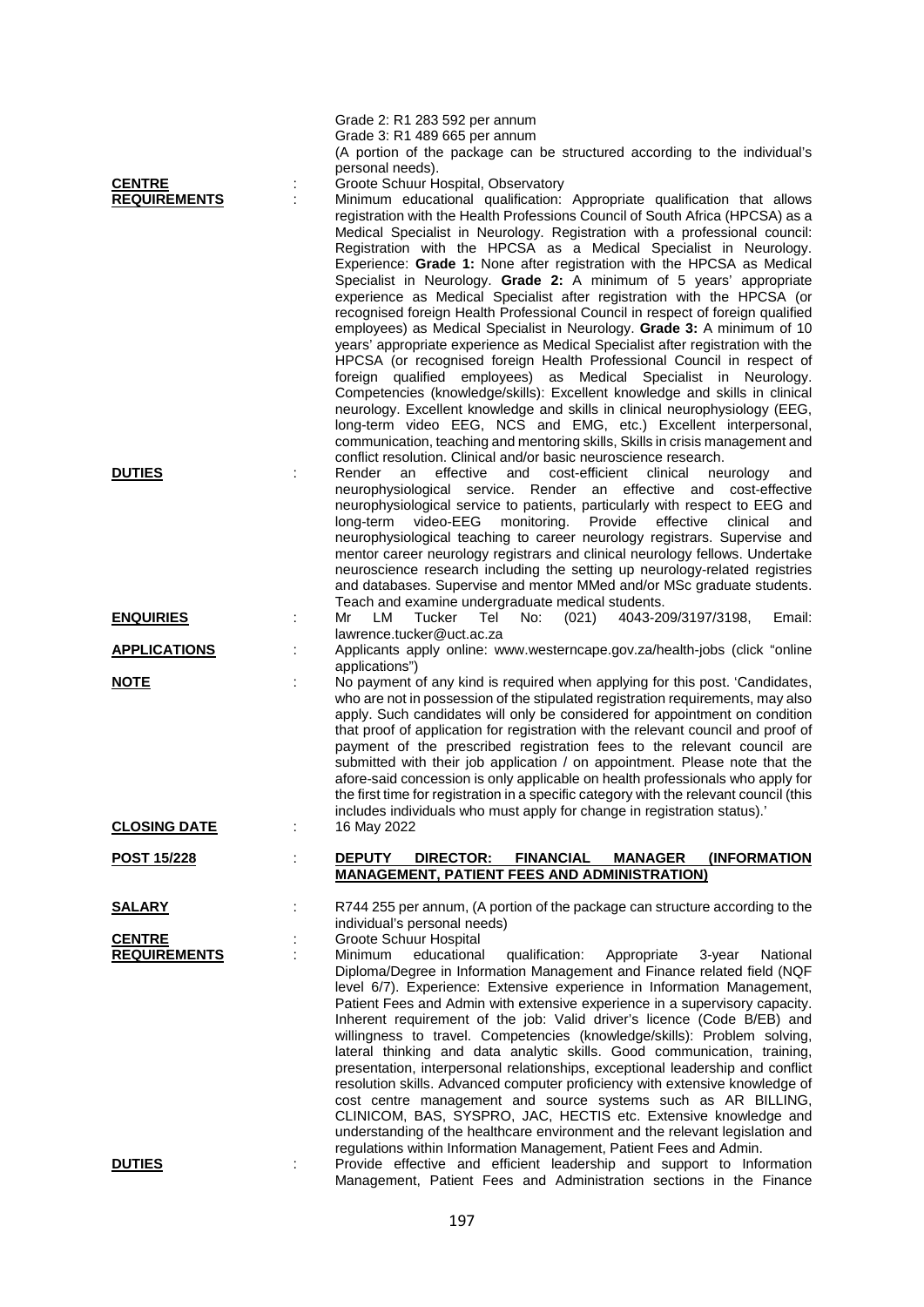Grade 2: R1 283 592 per annum
Grade 3: R1 489 665 per annum
(A portion of the package can be structured according to the individual's personal needs).

**CENTRE** : Groote Schuur Hospital, Observatory

**REQUIREMENTS** : Minimum educational qualification: Appropriate qualification that allows registration with the Health Professions Council of South Africa (HPCSA) as a Medical Specialist in Neurology. Registration with a professional council: Registration with the HPCSA as a Medical Specialist in Neurology. Experience: **Grade 1:** None after registration with the HPCSA as Medical Specialist in Neurology. **Grade 2:** A minimum of 5 years' appropriate experience as Medical Specialist after registration with the HPCSA (or recognised foreign Health Professional Council in respect of foreign qualified employees) as Medical Specialist in Neurology. **Grade 3:** A minimum of 10 years' appropriate experience as Medical Specialist after registration with the HPCSA (or recognised foreign Health Professional Council in respect of foreign qualified employees) as Medical Specialist in Neurology. Competencies (knowledge/skills): Excellent knowledge and skills in clinical neurology. Excellent knowledge and skills in clinical neurophysiology (EEG, long-term video EEG, NCS and EMG, etc.) Excellent interpersonal, communication, teaching and mentoring skills, Skills in crisis management and conflict resolution. Clinical and/or basic neuroscience research.

**DUTIES** : Render an effective and cost-efficient clinical neurology and neurophysiological service. Render an effective and cost-effective neurophysiological service to patients, particularly with respect to EEG and long-term video-EEG monitoring. Provide effective clinical and neurophysiological teaching to career neurology registrars. Supervise and mentor career neurology registrars and clinical neurology fellows. Undertake neuroscience research including the setting up neurology-related registries and databases. Supervise and mentor MMed and/or MSc graduate students. Teach and examine undergraduate medical students.

**ENQUIRIES** : Mr LM Tucker Tel No: (021) 4043-209/3197/3198, Email: lawrence.tucker@uct.ac.za

**APPLICATIONS** : Applicants apply online: www.westerncape.gov.za/health-jobs (click "online applications")

**NOTE** : No payment of any kind is required when applying for this post. 'Candidates, who are not in possession of the stipulated registration requirements, may also apply. Such candidates will only be considered for appointment on condition that proof of application for registration with the relevant council and proof of payment of the prescribed registration fees to the relevant council are submitted with their job application / on appointment. Please note that the afore-said concession is only applicable on health professionals who apply for the first time for registration in a specific category with the relevant council (this includes individuals who must apply for change in registration status).'

**CLOSING DATE** : 16 May 2022

**POST 15/228** : **DEPUTY DIRECTOR: FINANCIAL MANAGER (INFORMATION MANAGEMENT, PATIENT FEES AND ADMINISTRATION)**

**SALARY** : R744 255 per annum, (A portion of the package can structure according to the individual's personal needs)

**CENTRE** : Groote Schuur Hospital

**REQUIREMENTS** : Minimum educational qualification: Appropriate 3-year National Diploma/Degree in Information Management and Finance related field (NQF level 6/7). Experience: Extensive experience in Information Management, Patient Fees and Admin with extensive experience in a supervisory capacity. Inherent requirement of the job: Valid driver's licence (Code B/EB) and willingness to travel. Competencies (knowledge/skills): Problem solving, lateral thinking and data analytic skills. Good communication, training, presentation, interpersonal relationships, exceptional leadership and conflict resolution skills. Advanced computer proficiency with extensive knowledge of cost centre management and source systems such as AR BILLING, CLINICOM, BAS, SYSPRO, JAC, HECTIS etc. Extensive knowledge and understanding of the healthcare environment and the relevant legislation and regulations within Information Management, Patient Fees and Admin.

**DUTIES** : Provide effective and efficient leadership and support to Information Management, Patient Fees and Administration sections in the Finance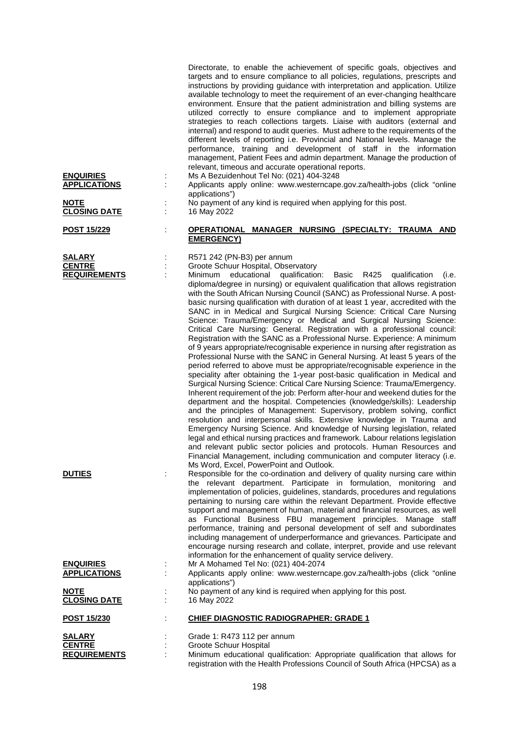Directorate, to enable the achievement of specific goals, objectives and targets and to ensure compliance to all policies, regulations, prescripts and instructions by providing guidance with interpretation and application. Utilize available technology to meet the requirement of an ever-changing healthcare environment. Ensure that the patient administration and billing systems are utilized correctly to ensure compliance and to implement appropriate strategies to reach collections targets. Liaise with auditors (external and internal) and respond to audit queries. Must adhere to the requirements of the different levels of reporting i.e. Provincial and National levels. Manage the performance, training and development of staff in the information management, Patient Fees and admin department. Manage the production of relevant, timeous and accurate operational reports.

**ENQUIRIES** : Ms A Bezuidenhout Tel No: (021) 404-3248

**APPLICATIONS** : Applicants apply online: www.westerncape.gov.za/health-jobs (click "online applications")

**NOTE** : No payment of any kind is required when applying for this post.

**CLOSING DATE** : 16 May 2022

## POST 15/229 : OPERATIONAL MANAGER NURSING (SPECIALTY: TRAUMA AND EMERGENCY)

**SALARY** : R571 242 (PN-B3) per annum

**CENTRE** : Groote Schuur Hospital, Observatory

**REQUIREMENTS** : Minimum educational qualification: Basic R425 qualification (i.e. diploma/degree in nursing) or equivalent qualification that allows registration with the South African Nursing Council (SANC) as Professional Nurse. A post-basic nursing qualification with duration of at least 1 year, accredited with the SANC in in Medical and Surgical Nursing Science: Critical Care Nursing Science: Trauma/Emergency or Medical and Surgical Nursing Science: Critical Care Nursing: General. Registration with a professional council: Registration with the SANC as a Professional Nurse. Experience: A minimum of 9 years appropriate/recognisable experience in nursing after registration as Professional Nurse with the SANC in General Nursing. At least 5 years of the period referred to above must be appropriate/recognisable experience in the speciality after obtaining the 1-year post-basic qualification in Medical and Surgical Nursing Science: Critical Care Nursing Science: Trauma/Emergency. Inherent requirement of the job: Perform after-hour and weekend duties for the department and the hospital. Competencies (knowledge/skills): Leadership and the principles of Management: Supervisory, problem solving, conflict resolution and interpersonal skills. Extensive knowledge in Trauma and Emergency Nursing Science. And knowledge of Nursing legislation, related legal and ethical nursing practices and framework. Labour relations legislation and relevant public sector policies and protocols. Human Resources and Financial Management, including communication and computer literacy (i.e. Ms Word, Excel, PowerPoint and Outlook.

**DUTIES** : Responsible for the co-ordination and delivery of quality nursing care within the relevant department. Participate in formulation, monitoring and implementation of policies, guidelines, standards, procedures and regulations pertaining to nursing care within the relevant Department. Provide effective support and management of human, material and financial resources, as well as Functional Business FBU management principles. Manage staff performance, training and personal development of self and subordinates including management of underperformance and grievances. Participate and encourage nursing research and collate, interpret, provide and use relevant information for the enhancement of quality service delivery.

**ENQUIRIES** : Mr A Mohamed Tel No: (021) 404-2074

**APPLICATIONS** : Applicants apply online: www.westerncape.gov.za/health-jobs (click "online applications")

**NOTE** : No payment of any kind is required when applying for this post.

**CLOSING DATE** : 16 May 2022

## POST 15/230 : CHIEF DIAGNOSTIC RADIOGRAPHER: GRADE 1

**SALARY** : Grade 1: R473 112 per annum

**CENTRE** : Groote Schuur Hospital

**REQUIREMENTS** : Minimum educational qualification: Appropriate qualification that allows for registration with the Health Professions Council of South Africa (HPCSA) as a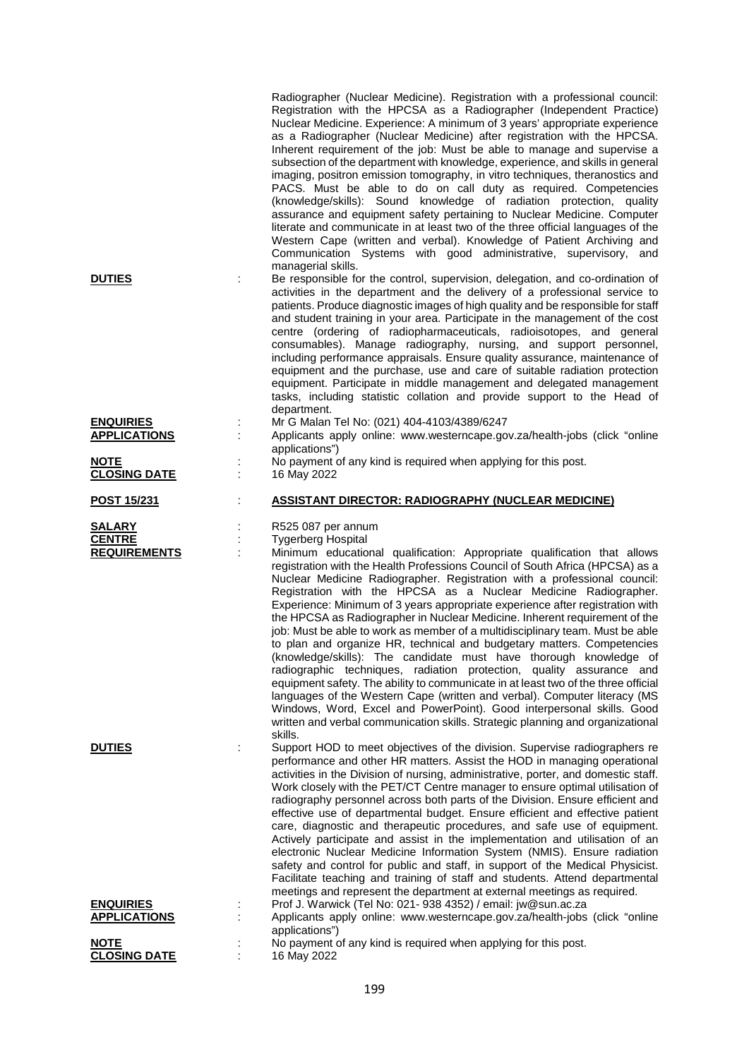Radiographer (Nuclear Medicine). Registration with a professional council: Registration with the HPCSA as a Radiographer (Independent Practice) Nuclear Medicine. Experience: A minimum of 3 years' appropriate experience as a Radiographer (Nuclear Medicine) after registration with the HPCSA. Inherent requirement of the job: Must be able to manage and supervise a subsection of the department with knowledge, experience, and skills in general imaging, positron emission tomography, in vitro techniques, theranostics and PACS. Must be able to do on call duty as required. Competencies (knowledge/skills): Sound knowledge of radiation protection, quality assurance and equipment safety pertaining to Nuclear Medicine. Computer literate and communicate in at least two of the three official languages of the Western Cape (written and verbal). Knowledge of Patient Archiving and Communication Systems with good administrative, supervisory, and managerial skills.

**DUTIES** : Be responsible for the control, supervision, delegation, and co-ordination of activities in the department and the delivery of a professional service to patients. Produce diagnostic images of high quality and be responsible for staff and student training in your area. Participate in the management of the cost centre (ordering of radiopharmaceuticals, radioisotopes, and general consumables). Manage radiography, nursing, and support personnel, including performance appraisals. Ensure quality assurance, maintenance of equipment and the purchase, use and care of suitable radiation protection equipment. Participate in middle management and delegated management tasks, including statistic collation and provide support to the Head of department.

**ENQUIRIES** : Mr G Malan Tel No: (021) 404-4103/4389/6247

**APPLICATIONS** : Applicants apply online: www.westerncape.gov.za/health-jobs (click "online applications")

**NOTE** : No payment of any kind is required when applying for this post.

**CLOSING DATE** : 16 May 2022

## POST 15/231 : ASSISTANT DIRECTOR: RADIOGRAPHY (NUCLEAR MEDICINE)

**SALARY** : R525 087 per annum

**CENTRE** : Tygerberg Hospital

**REQUIREMENTS** : Minimum educational qualification: Appropriate qualification that allows registration with the Health Professions Council of South Africa (HPCSA) as a Nuclear Medicine Radiographer. Registration with a professional council: Registration with the HPCSA as a Nuclear Medicine Radiographer. Experience: Minimum of 3 years appropriate experience after registration with the HPCSA as Radiographer in Nuclear Medicine. Inherent requirement of the job: Must be able to work as member of a multidisciplinary team. Must be able to plan and organize HR, technical and budgetary matters. Competencies (knowledge/skills): The candidate must have thorough knowledge of radiographic techniques, radiation protection, quality assurance and equipment safety. The ability to communicate in at least two of the three official languages of the Western Cape (written and verbal). Computer literacy (MS Windows, Word, Excel and PowerPoint). Good interpersonal skills. Good written and verbal communication skills. Strategic planning and organizational skills.

**DUTIES** : Support HOD to meet objectives of the division. Supervise radiographers re performance and other HR matters. Assist the HOD in managing operational activities in the Division of nursing, administrative, porter, and domestic staff. Work closely with the PET/CT Centre manager to ensure optimal utilisation of radiography personnel across both parts of the Division. Ensure efficient and effective use of departmental budget. Ensure efficient and effective patient care, diagnostic and therapeutic procedures, and safe use of equipment. Actively participate and assist in the implementation and utilisation of an electronic Nuclear Medicine Information System (NMIS). Ensure radiation safety and control for public and staff, in support of the Medical Physicist. Facilitate teaching and training of staff and students. Attend departmental meetings and represent the department at external meetings as required.

**ENQUIRIES** : Prof J. Warwick (Tel No: 021- 938 4352) / email: jw@sun.ac.za

**APPLICATIONS** : Applicants apply online: www.westerncape.gov.za/health-jobs (click "online applications")

**NOTE** : No payment of any kind is required when applying for this post.

**CLOSING DATE** : 16 May 2022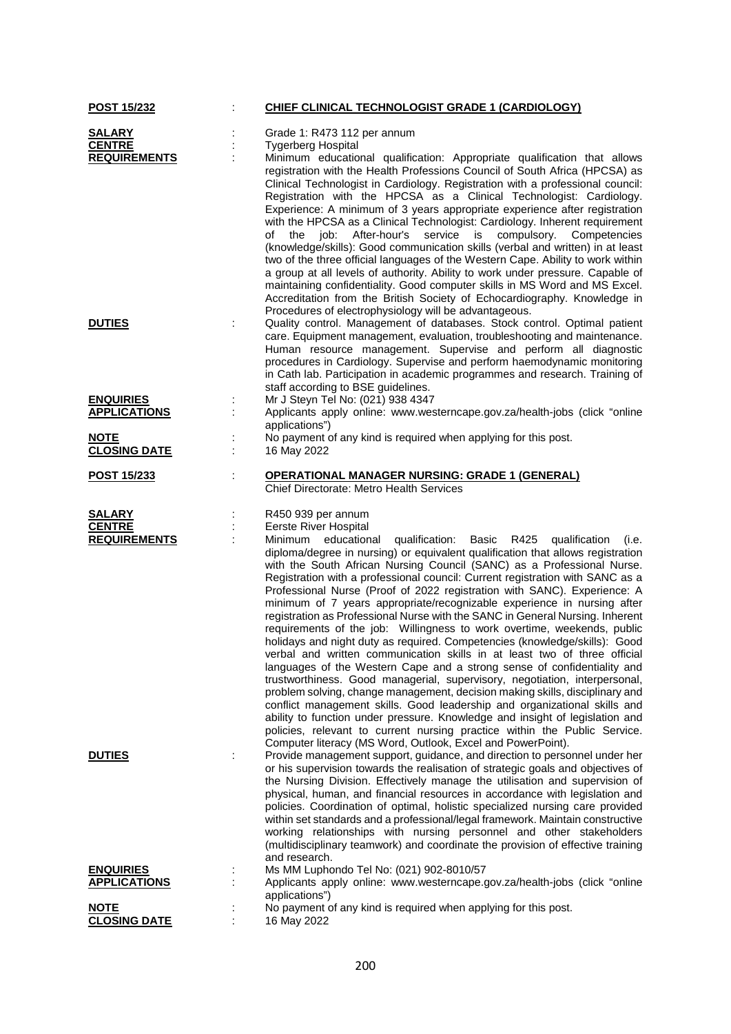**POST 15/232** : **CHIEF CLINICAL TECHNOLOGIST GRADE 1 (CARDIOLOGY)**

**SALARY** : Grade 1: R473 112 per annum

**CENTRE** : Tygerberg Hospital

**REQUIREMENTS** : Minimum educational qualification: Appropriate qualification that allows registration with the Health Professions Council of South Africa (HPCSA) as Clinical Technologist in Cardiology. Registration with a professional council: Registration with the HPCSA as a Clinical Technologist: Cardiology. Experience: A minimum of 3 years appropriate experience after registration with the HPCSA as a Clinical Technologist: Cardiology. Inherent requirement of the job: After-hour's service is compulsory. Competencies (knowledge/skills): Good communication skills (verbal and written) in at least two of the three official languages of the Western Cape. Ability to work within a group at all levels of authority. Ability to work under pressure. Capable of maintaining confidentiality. Good computer skills in MS Word and MS Excel. Accreditation from the British Society of Echocardiography. Knowledge in Procedures of electrophysiology will be advantageous.

**DUTIES** : Quality control. Management of databases. Stock control. Optimal patient care. Equipment management, evaluation, troubleshooting and maintenance. Human resource management. Supervise and perform all diagnostic procedures in Cardiology. Supervise and perform haemodynamic monitoring in Cath lab. Participation in academic programmes and research. Training of staff according to BSE guidelines.

**ENQUIRIES** : Mr J Steyn Tel No: (021) 938 4347

**APPLICATIONS** : Applicants apply online: www.westerncape.gov.za/health-jobs (click "online applications")

**NOTE** : No payment of any kind is required when applying for this post.

**CLOSING DATE** : 16 May 2022

**POST 15/233** : **OPERATIONAL MANAGER NURSING: GRADE 1 (GENERAL)**
Chief Directorate: Metro Health Services

**SALARY** : R450 939 per annum

**CENTRE** : Eerste River Hospital

**REQUIREMENTS** : Minimum educational qualification: Basic R425 qualification (i.e. diploma/degree in nursing) or equivalent qualification that allows registration with the South African Nursing Council (SANC) as a Professional Nurse. Registration with a professional council: Current registration with SANC as a Professional Nurse (Proof of 2022 registration with SANC). Experience: A minimum of 7 years appropriate/recognizable experience in nursing after registration as Professional Nurse with the SANC in General Nursing. Inherent requirements of the job: Willingness to work overtime, weekends, public holidays and night duty as required. Competencies (knowledge/skills): Good verbal and written communication skills in at least two of three official languages of the Western Cape and a strong sense of confidentiality and trustworthiness. Good managerial, supervisory, negotiation, interpersonal, problem solving, change management, decision making skills, disciplinary and conflict management skills. Good leadership and organizational skills and ability to function under pressure. Knowledge and insight of legislation and policies, relevant to current nursing practice within the Public Service. Computer literacy (MS Word, Outlook, Excel and PowerPoint).

**DUTIES** : Provide management support, guidance, and direction to personnel under her or his supervision towards the realisation of strategic goals and objectives of the Nursing Division. Effectively manage the utilisation and supervision of physical, human, and financial resources in accordance with legislation and policies. Coordination of optimal, holistic specialized nursing care provided within set standards and a professional/legal framework. Maintain constructive working relationships with nursing personnel and other stakeholders (multidisciplinary teamwork) and coordinate the provision of effective training and research.

**ENQUIRIES** : Ms MM Luphondo Tel No: (021) 902-8010/57

**APPLICATIONS** : Applicants apply online: www.westerncape.gov.za/health-jobs (click "online applications")

**NOTE** : No payment of any kind is required when applying for this post.

**CLOSING DATE** : 16 May 2022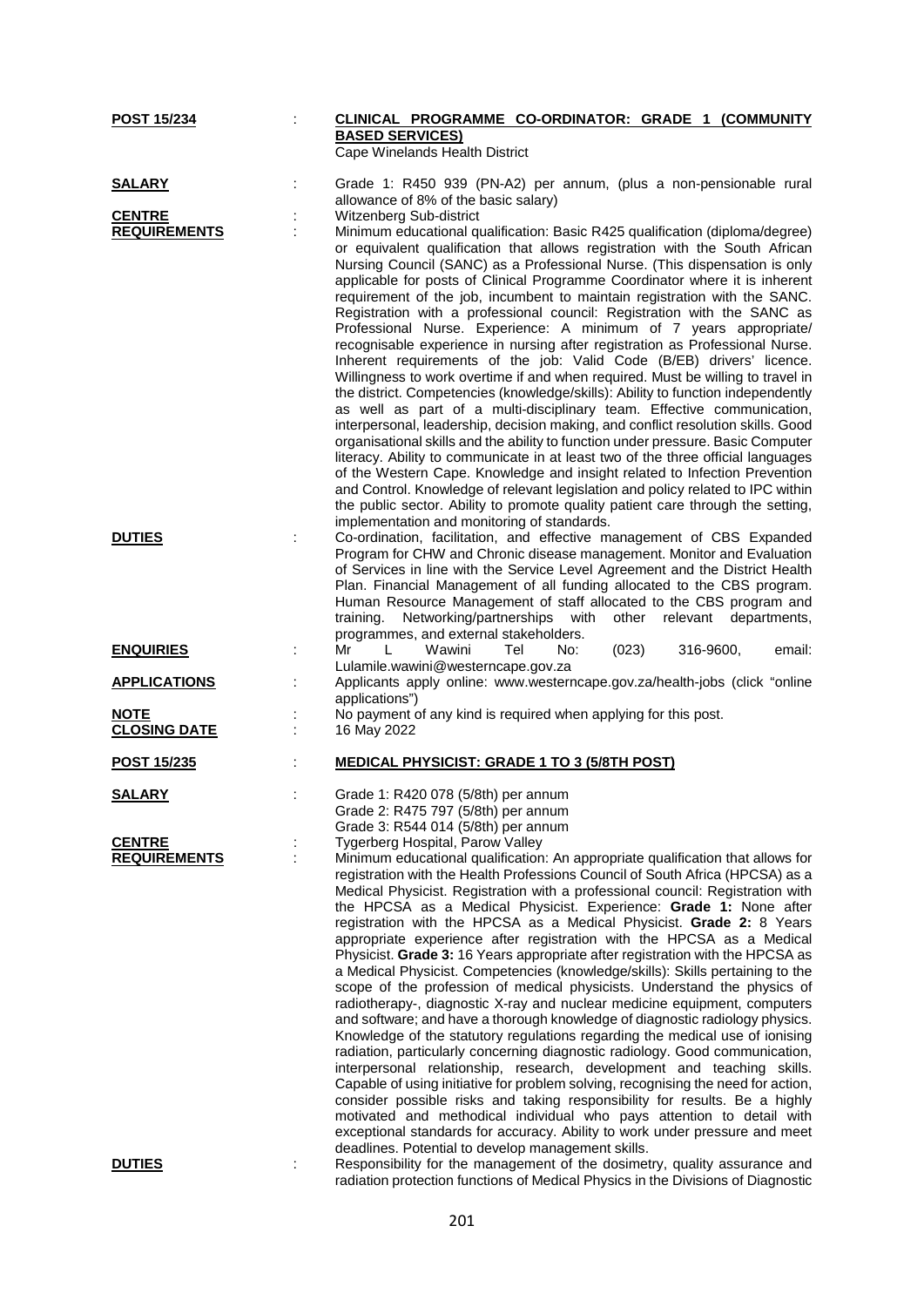**POST 15/234** : **CLINICAL PROGRAMME CO-ORDINATOR: GRADE 1 (COMMUNITY BASED SERVICES)**
Cape Winelands Health District

**SALARY** : Grade 1: R450 939 (PN-A2) per annum, (plus a non-pensionable rural allowance of 8% of the basic salary)

**CENTRE** : Witzenberg Sub-district

**REQUIREMENTS** : Minimum educational qualification: Basic R425 qualification (diploma/degree) or equivalent qualification that allows registration with the South African Nursing Council (SANC) as a Professional Nurse. (This dispensation is only applicable for posts of Clinical Programme Coordinator where it is inherent requirement of the job, incumbent to maintain registration with the SANC. Registration with a professional council: Registration with the SANC as Professional Nurse. Experience: A minimum of 7 years appropriate/ recognisable experience in nursing after registration as Professional Nurse. Inherent requirements of the job: Valid Code (B/EB) drivers' licence. Willingness to work overtime if and when required. Must be willing to travel in the district. Competencies (knowledge/skills): Ability to function independently as well as part of a multi-disciplinary team. Effective communication, interpersonal, leadership, decision making, and conflict resolution skills. Good organisational skills and the ability to function under pressure. Basic Computer literacy. Ability to communicate in at least two of the three official languages of the Western Cape. Knowledge and insight related to Infection Prevention and Control. Knowledge of relevant legislation and policy related to IPC within the public sector. Ability to promote quality patient care through the setting, implementation and monitoring of standards.

**DUTIES** : Co-ordination, facilitation, and effective management of CBS Expanded Program for CHW and Chronic disease management. Monitor and Evaluation of Services in line with the Service Level Agreement and the District Health Plan. Financial Management of all funding allocated to the CBS program. Human Resource Management of staff allocated to the CBS program and training. Networking/partnerships with other relevant departments, programmes, and external stakeholders.

**ENQUIRIES** : Mr L Wawini Tel No: (023) 316-9600, email: Lulamile.wawini@westerncape.gov.za

**APPLICATIONS** : Applicants apply online: www.westerncape.gov.za/health-jobs (click "online applications")

**NOTE** : No payment of any kind is required when applying for this post.

**CLOSING DATE** : 16 May 2022

**POST 15/235** : **MEDICAL PHYSICIST: GRADE 1 TO 3 (5/8TH POST)**

**SALARY** : Grade 1: R420 078 (5/8th) per annum
Grade 2: R475 797 (5/8th) per annum
Grade 3: R544 014 (5/8th) per annum

**CENTRE** : Tygerberg Hospital, Parow Valley

**REQUIREMENTS** : Minimum educational qualification: An appropriate qualification that allows for registration with the Health Professions Council of South Africa (HPCSA) as a Medical Physicist. Registration with a professional council: Registration with the HPCSA as a Medical Physicist. Experience: **Grade 1:** None after registration with the HPCSA as a Medical Physicist. **Grade 2:** 8 Years appropriate experience after registration with the HPCSA as a Medical Physicist. **Grade 3:** 16 Years appropriate after registration with the HPCSA as a Medical Physicist. Competencies (knowledge/skills): Skills pertaining to the scope of the profession of medical physicists. Understand the physics of radiotherapy-, diagnostic X-ray and nuclear medicine equipment, computers and software; and have a thorough knowledge of diagnostic radiology physics. Knowledge of the statutory regulations regarding the medical use of ionising radiation, particularly concerning diagnostic radiology. Good communication, interpersonal relationship, research, development and teaching skills. Capable of using initiative for problem solving, recognising the need for action, consider possible risks and taking responsibility for results. Be a highly motivated and methodical individual who pays attention to detail with exceptional standards for accuracy. Ability to work under pressure and meet deadlines. Potential to develop management skills.

**DUTIES** : Responsibility for the management of the dosimetry, quality assurance and radiation protection functions of Medical Physics in the Divisions of Diagnostic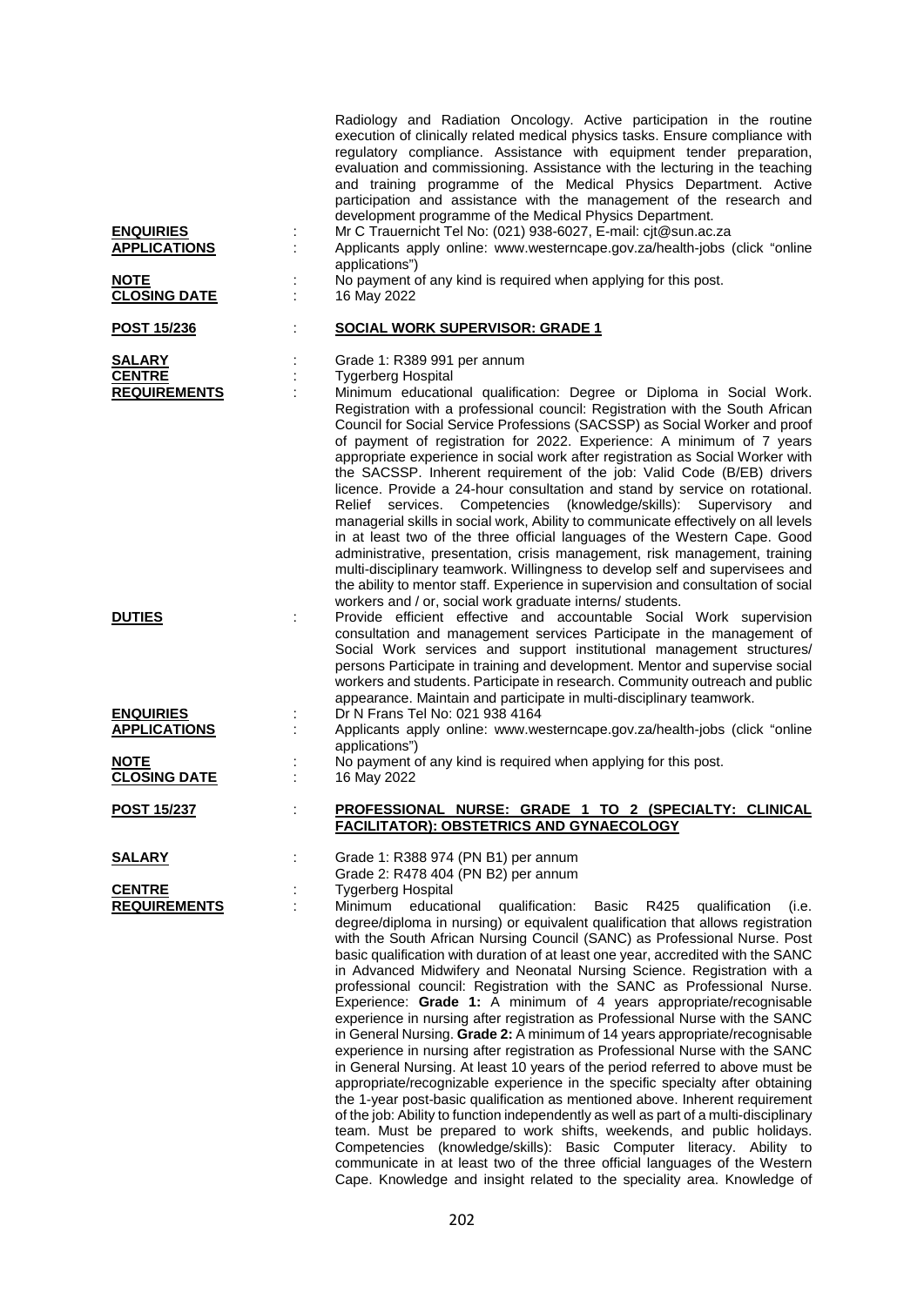| | | |
|---|---|---|
| | | Radiology and Radiation Oncology. Active participation in the routine execution of clinically related medical physics tasks. Ensure compliance with regulatory compliance. Assistance with equipment tender preparation, evaluation and commissioning. Assistance with the lecturing in the teaching and training programme of the Medical Physics Department. Active participation and assistance with the management of the research and development programme of the Medical Physics Department. |
| **ENQUIRIES** | : | Mr C Trauernicht Tel No: (021) 938-6027, E-mail: cjt@sun.ac.za |
| **APPLICATIONS** | : | Applicants apply online: www.westerncape.gov.za/health-jobs (click "online applications") |
| **NOTE** | : | No payment of any kind is required when applying for this post. |
| **CLOSING DATE** | : | 16 May 2022 |

| | | |
|---|---|---|
| **POST 15/236** | : | **SOCIAL WORK SUPERVISOR: GRADE 1** |
| **SALARY** | : | Grade 1: R389 991 per annum |
| **CENTRE** | : | Tygerberg Hospital |
| **REQUIREMENTS** | : | Minimum educational qualification: Degree or Diploma in Social Work. Registration with a professional council: Registration with the South African Council for Social Service Professions (SACSSP) as Social Worker and proof of payment of registration for 2022. Experience: A minimum of 7 years appropriate experience in social work after registration as Social Worker with the SACSSP. Inherent requirement of the job: Valid Code (B/EB) drivers licence. Provide a 24-hour consultation and stand by service on rotational. Relief services. Competencies (knowledge/skills): Supervisory and managerial skills in social work, Ability to communicate effectively on all levels in at least two of the three official languages of the Western Cape. Good administrative, presentation, crisis management, risk management, training multi-disciplinary teamwork. Willingness to develop self and supervisees and the ability to mentor staff. Experience in supervision and consultation of social workers and / or, social work graduate interns/ students. |
| **DUTIES** | : | Provide efficient effective and accountable Social Work supervision consultation and management services Participate in the management of Social Work services and support institutional management structures/ persons Participate in training and development. Mentor and supervise social workers and students. Participate in research. Community outreach and public appearance. Maintain and participate in multi-disciplinary teamwork. |
| **ENQUIRIES** | : | Dr N Frans Tel No: 021 938 4164 |
| **APPLICATIONS** | : | Applicants apply online: www.westerncape.gov.za/health-jobs (click "online applications") |
| **NOTE** | : | No payment of any kind is required when applying for this post. |
| **CLOSING DATE** | : | 16 May 2022 |

| | | |
|---|---|---|
| **POST 15/237** | : | **PROFESSIONAL NURSE: GRADE 1 TO 2 (SPECIALTY: CLINICAL FACILITATOR): OBSTETRICS AND GYNAECOLOGY** |
| **SALARY** | : | Grade 1: R388 974 (PN B1) per annum<br>Grade 2: R478 404 (PN B2) per annum |
| **CENTRE** | : | Tygerberg Hospital |
| **REQUIREMENTS** | : | Minimum educational qualification: Basic R425 qualification (i.e. degree/diploma in nursing) or equivalent qualification that allows registration with the South African Nursing Council (SANC) as Professional Nurse. Post basic qualification with duration of at least one year, accredited with the SANC in Advanced Midwifery and Neonatal Nursing Science. Registration with a professional council: Registration with the SANC as Professional Nurse. Experience: **Grade 1:** A minimum of 4 years appropriate/recognisable experience in nursing after registration as Professional Nurse with the SANC in General Nursing. **Grade 2:** A minimum of 14 years appropriate/recognisable experience in nursing after registration as Professional Nurse with the SANC in General Nursing. At least 10 years of the period referred to above must be appropriate/recognizable experience in the specific specialty after obtaining the 1-year post-basic qualification as mentioned above. Inherent requirement of the job: Ability to function independently as well as part of a multi-disciplinary team. Must be prepared to work shifts, weekends, and public holidays. Competencies (knowledge/skills): Basic Computer literacy. Ability to communicate in at least two of the three official languages of the Western Cape. Knowledge and insight related to the speciality area. Knowledge of |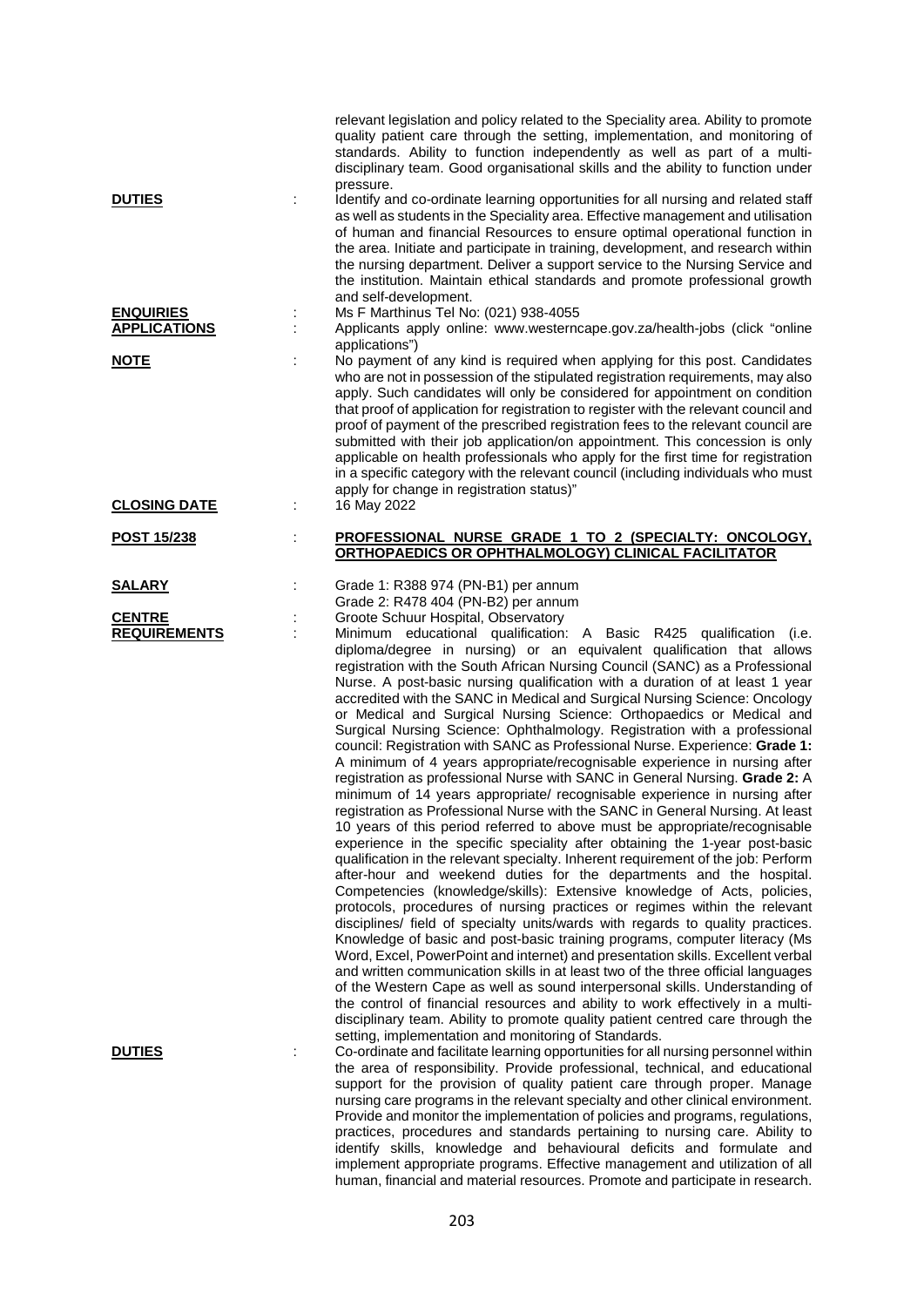relevant legislation and policy related to the Speciality area. Ability to promote quality patient care through the setting, implementation, and monitoring of standards. Ability to function independently as well as part of a multi-disciplinary team. Good organisational skills and the ability to function under pressure.

**DUTIES** : Identify and co-ordinate learning opportunities for all nursing and related staff as well as students in the Speciality area. Effective management and utilisation of human and financial Resources to ensure optimal operational function in the area. Initiate and participate in training, development, and research within the nursing department. Deliver a support service to the Nursing Service and the institution. Maintain ethical standards and promote professional growth and self-development.

**ENQUIRIES** : Ms F Marthinus Tel No: (021) 938-4055

**APPLICATIONS** : Applicants apply online: www.westerncape.gov.za/health-jobs (click "online applications")

**NOTE** : No payment of any kind is required when applying for this post. Candidates who are not in possession of the stipulated registration requirements, may also apply. Such candidates will only be considered for appointment on condition that proof of application for registration to register with the relevant council and proof of payment of the prescribed registration fees to the relevant council are submitted with their job application/on appointment. This concession is only applicable on health professionals who apply for the first time for registration in a specific category with the relevant council (including individuals who must apply for change in registration status)"

**CLOSING DATE** : 16 May 2022

**POST 15/238** : **PROFESSIONAL NURSE GRADE 1 TO 2 (SPECIALTY: ONCOLOGY, ORTHOPAEDICS OR OPHTHALMOLOGY) CLINICAL FACILITATOR**

**SALARY** : Grade 1: R388 974 (PN-B1) per annum
Grade 2: R478 404 (PN-B2) per annum

**CENTRE** : Groote Schuur Hospital, Observatory

**REQUIREMENTS** : Minimum educational qualification: A Basic R425 qualification (i.e. diploma/degree in nursing) or an equivalent qualification that allows registration with the South African Nursing Council (SANC) as a Professional Nurse. A post-basic nursing qualification with a duration of at least 1 year accredited with the SANC in Medical and Surgical Nursing Science: Oncology or Medical and Surgical Nursing Science: Orthopaedics or Medical and Surgical Nursing Science: Ophthalmology. Registration with a professional council: Registration with SANC as Professional Nurse. Experience: **Grade 1:** A minimum of 4 years appropriate/recognisable experience in nursing after registration as professional Nurse with SANC in General Nursing. **Grade 2:** A minimum of 14 years appropriate/ recognisable experience in nursing after registration as Professional Nurse with the SANC in General Nursing. At least 10 years of this period referred to above must be appropriate/recognisable experience in the specific speciality after obtaining the 1-year post-basic qualification in the relevant specialty. Inherent requirement of the job: Perform after-hour and weekend duties for the departments and the hospital. Competencies (knowledge/skills): Extensive knowledge of Acts, policies, protocols, procedures of nursing practices or regimes within the relevant disciplines/ field of specialty units/wards with regards to quality practices. Knowledge of basic and post-basic training programs, computer literacy (Ms Word, Excel, PowerPoint and internet) and presentation skills. Excellent verbal and written communication skills in at least two of the three official languages of the Western Cape as well as sound interpersonal skills. Understanding of the control of financial resources and ability to work effectively in a multi-disciplinary team. Ability to promote quality patient centred care through the setting, implementation and monitoring of Standards.

**DUTIES** : Co-ordinate and facilitate learning opportunities for all nursing personnel within the area of responsibility. Provide professional, technical, and educational support for the provision of quality patient care through proper. Manage nursing care programs in the relevant specialty and other clinical environment. Provide and monitor the implementation of policies and programs, regulations, practices, procedures and standards pertaining to nursing care. Ability to identify skills, knowledge and behavioural deficits and formulate and implement appropriate programs. Effective management and utilization of all human, financial and material resources. Promote and participate in research.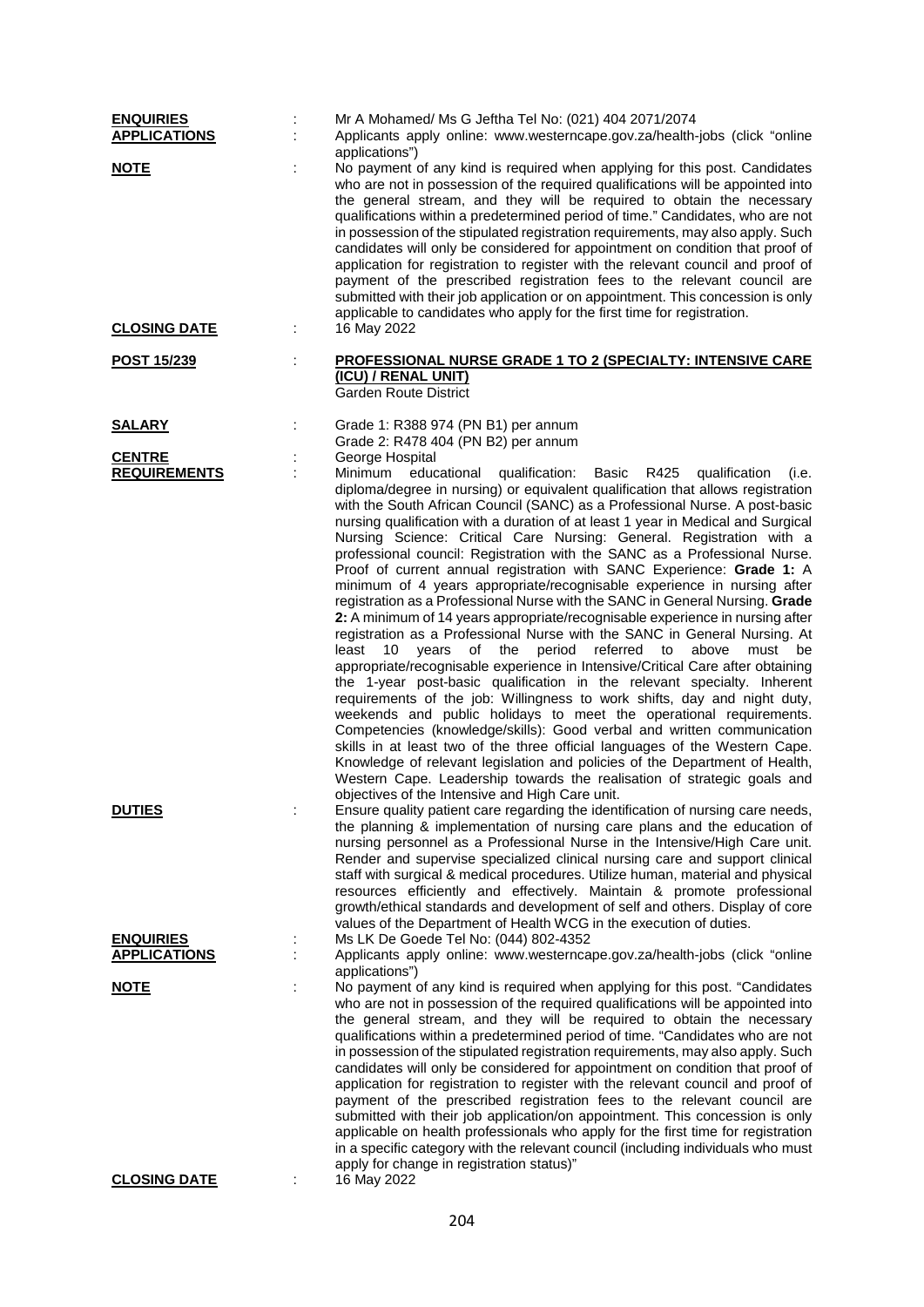**ENQUIRIES** : Mr A Mohamed/ Ms G Jeftha Tel No: (021) 404 2071/2074

**APPLICATIONS** : Applicants apply online: www.westerncape.gov.za/health-jobs (click "online applications")

**NOTE** : No payment of any kind is required when applying for this post. Candidates who are not in possession of the required qualifications will be appointed into the general stream, and they will be required to obtain the necessary qualifications within a predetermined period of time." Candidates, who are not in possession of the stipulated registration requirements, may also apply. Such candidates will only be considered for appointment on condition that proof of application for registration to register with the relevant council and proof of payment of the prescribed registration fees to the relevant council are submitted with their job application or on appointment. This concession is only applicable to candidates who apply for the first time for registration.

**CLOSING DATE** : 16 May 2022

**POST 15/239** : **PROFESSIONAL NURSE GRADE 1 TO 2 (SPECIALTY: INTENSIVE CARE (ICU) / RENAL UNIT)**
Garden Route District

**SALARY** : Grade 1: R388 974 (PN B1) per annum
Grade 2: R478 404 (PN B2) per annum

**CENTRE** : George Hospital

**REQUIREMENTS** : Minimum educational qualification: Basic R425 qualification (i.e. diploma/degree in nursing) or equivalent qualification that allows registration with the South African Council (SANC) as a Professional Nurse. A post-basic nursing qualification with a duration of at least 1 year in Medical and Surgical Nursing Science: Critical Care Nursing: General. Registration with a professional council: Registration with the SANC as a Professional Nurse. Proof of current annual registration with SANC Experience: **Grade 1:** A minimum of 4 years appropriate/recognisable experience in nursing after registration as a Professional Nurse with the SANC in General Nursing. **Grade 2:** A minimum of 14 years appropriate/recognisable experience in nursing after registration as a Professional Nurse with the SANC in General Nursing. At least 10 years of the period referred to above must be appropriate/recognisable experience in Intensive/Critical Care after obtaining the 1-year post-basic qualification in the relevant specialty. Inherent requirements of the job: Willingness to work shifts, day and night duty, weekends and public holidays to meet the operational requirements. Competencies (knowledge/skills): Good verbal and written communication skills in at least two of the three official languages of the Western Cape. Knowledge of relevant legislation and policies of the Department of Health, Western Cape. Leadership towards the realisation of strategic goals and objectives of the Intensive and High Care unit.

**DUTIES** : Ensure quality patient care regarding the identification of nursing care needs, the planning & implementation of nursing care plans and the education of nursing personnel as a Professional Nurse in the Intensive/High Care unit. Render and supervise specialized clinical nursing care and support clinical staff with surgical & medical procedures. Utilize human, material and physical resources efficiently and effectively. Maintain & promote professional growth/ethical standards and development of self and others. Display of core values of the Department of Health WCG in the execution of duties.

**ENQUIRIES** : Ms LK De Goede Tel No: (044) 802-4352

**APPLICATIONS** : Applicants apply online: www.westerncape.gov.za/health-jobs (click "online applications")

**NOTE** : No payment of any kind is required when applying for this post. "Candidates who are not in possession of the required qualifications will be appointed into the general stream, and they will be required to obtain the necessary qualifications within a predetermined period of time. "Candidates who are not in possession of the stipulated registration requirements, may also apply. Such candidates will only be considered for appointment on condition that proof of application for registration to register with the relevant council and proof of payment of the prescribed registration fees to the relevant council are submitted with their job application/on appointment. This concession is only applicable on health professionals who apply for the first time for registration in a specific category with the relevant council (including individuals who must apply for change in registration status)"

**CLOSING DATE** : 16 May 2022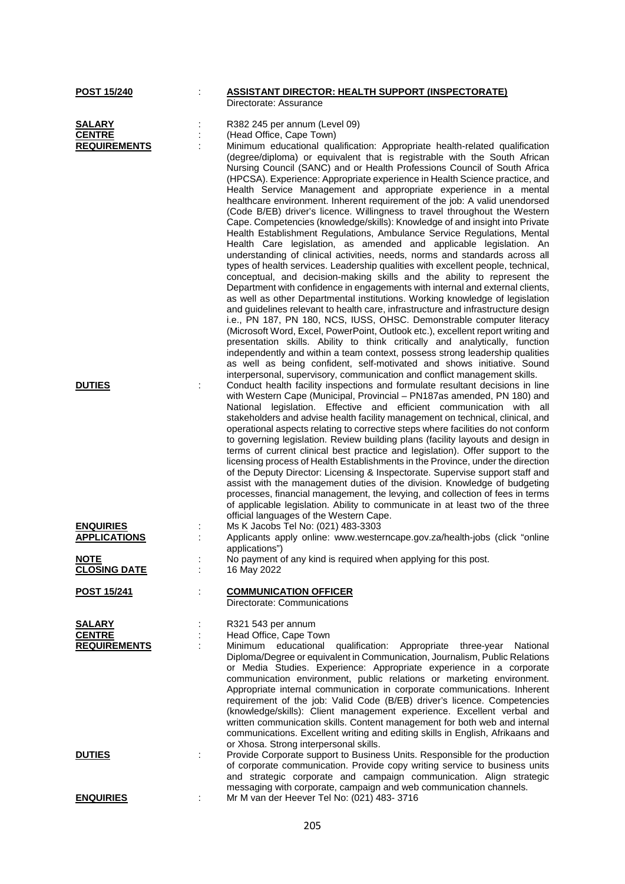| | | |
|---|---|---|
| **POST 15/240** | : | **ASSISTANT DIRECTOR: HEALTH SUPPORT (INSPECTORATE)**<br>Directorate: Assurance |
| **SALARY** | : | R382 245 per annum (Level 09) |
| **CENTRE** | : | (Head Office, Cape Town) |
| **REQUIREMENTS** | : | Minimum educational qualification: Appropriate health-related qualification (degree/diploma) or equivalent that is registrable with the South African Nursing Council (SANC) and or Health Professions Council of South Africa (HPCSA). Experience: Appropriate experience in Health Science practice, and Health Service Management and appropriate experience in a mental healthcare environment. Inherent requirement of the job: A valid unendorsed (Code B/EB) driver's licence. Willingness to travel throughout the Western Cape. Competencies (knowledge/skills): Knowledge of and insight into Private Health Establishment Regulations, Ambulance Service Regulations, Mental Health Care legislation, as amended and applicable legislation. An understanding of clinical activities, needs, norms and standards across all types of health services. Leadership qualities with excellent people, technical, conceptual, and decision-making skills and the ability to represent the Department with confidence in engagements with internal and external clients, as well as other Departmental institutions. Working knowledge of legislation and guidelines relevant to health care, infrastructure and infrastructure design i.e., PN 187, PN 180, NCS, IUSS, OHSC. Demonstrable computer literacy (Microsoft Word, Excel, PowerPoint, Outlook etc.), excellent report writing and presentation skills. Ability to think critically and analytically, function independently and within a team context, possess strong leadership qualities as well as being confident, self-motivated and shows initiative. Sound interpersonal, supervisory, communication and conflict management skills. |
| **DUTIES** | : | Conduct health facility inspections and formulate resultant decisions in line with Western Cape (Municipal, Provincial – PN187as amended, PN 180) and National legislation. Effective and efficient communication with all stakeholders and advise health facility management on technical, clinical, and operational aspects relating to corrective steps where facilities do not conform to governing legislation. Review building plans (facility layouts and design in terms of current clinical best practice and legislation). Offer support to the licensing process of Health Establishments in the Province, under the direction of the Deputy Director: Licensing & Inspectorate. Supervise support staff and assist with the management duties of the division. Knowledge of budgeting processes, financial management, the levying, and collection of fees in terms of applicable legislation. Ability to communicate in at least two of the three official languages of the Western Cape. |
| **ENQUIRIES** | : | Ms K Jacobs Tel No: (021) 483-3303 |
| **APPLICATIONS** | : | Applicants apply online: www.westerncape.gov.za/health-jobs (click "online applications") |
| **NOTE** | : | No payment of any kind is required when applying for this post. |
| **CLOSING DATE** | : | 16 May 2022 |

| | | |
|---|---|---|
| **POST 15/241** | : | **COMMUNICATION OFFICER**<br>Directorate: Communications |
| **SALARY** | : | R321 543 per annum |
| **CENTRE** | : | Head Office, Cape Town |
| **REQUIREMENTS** | : | Minimum educational qualification: Appropriate three-year National Diploma/Degree or equivalent in Communication, Journalism, Public Relations or Media Studies. Experience: Appropriate experience in a corporate communication environment, public relations or marketing environment. Appropriate internal communication in corporate communications. Inherent requirement of the job: Valid Code (B/EB) driver's licence. Competencies (knowledge/skills): Client management experience. Excellent verbal and written communication skills. Content management for both web and internal communications. Excellent writing and editing skills in English, Afrikaans and or Xhosa. Strong interpersonal skills. |
| **DUTIES** | : | Provide Corporate support to Business Units. Responsible for the production of corporate communication. Provide copy writing service to business units and strategic corporate and campaign communication. Align strategic messaging with corporate, campaign and web communication channels. |
| **ENQUIRIES** | : | Mr M van der Heever Tel No: (021) 483- 3716 |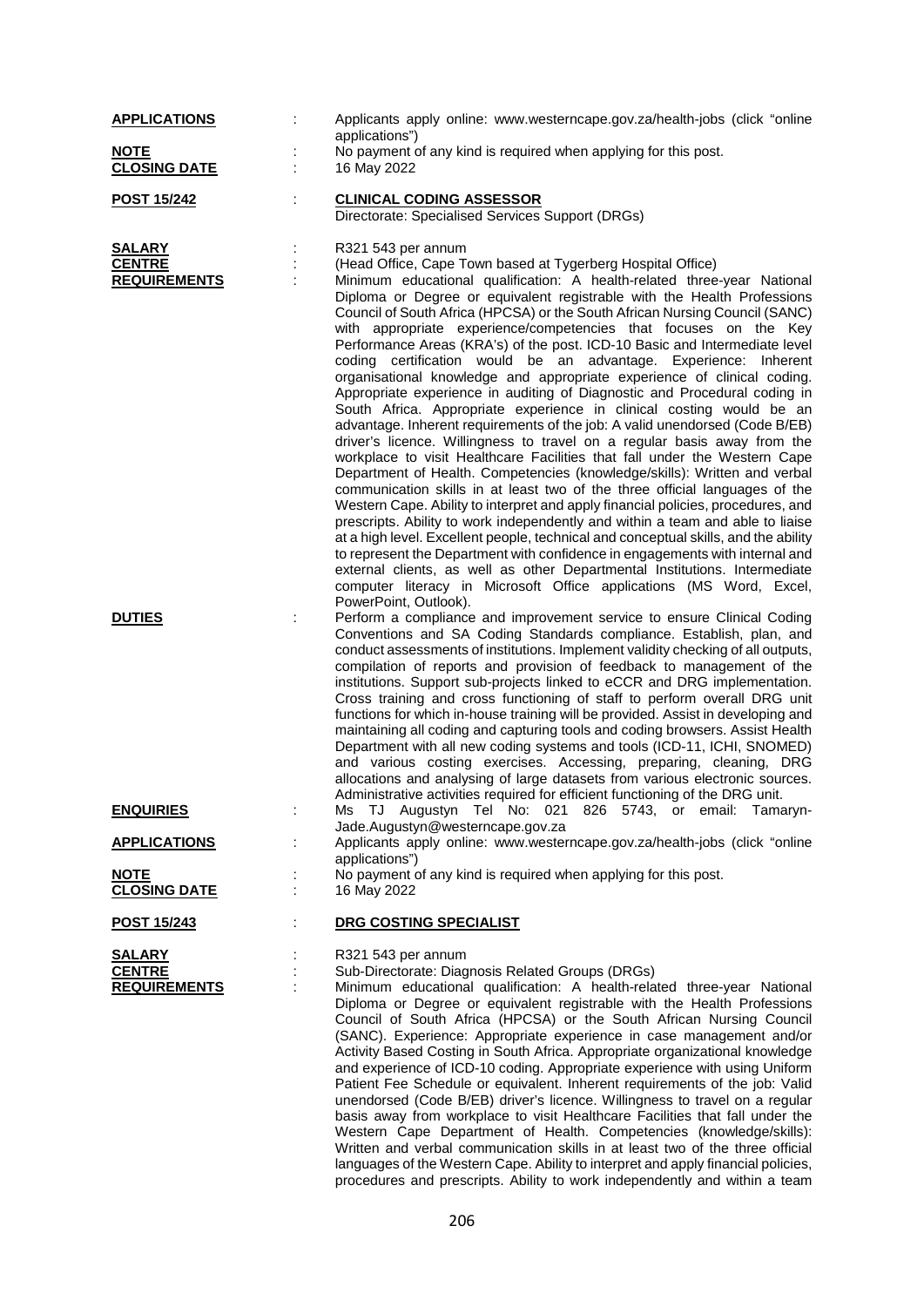**APPLICATIONS** : Applicants apply online: www.westerncape.gov.za/health-jobs (click "online applications")

**NOTE** : No payment of any kind is required when applying for this post.

**CLOSING DATE** : 16 May 2022

**POST 15/242** : **CLINICAL CODING ASSESSOR**
Directorate: Specialised Services Support (DRGs)

**SALARY** : R321 543 per annum

**CENTRE** : (Head Office, Cape Town based at Tygerberg Hospital Office)

**REQUIREMENTS** : Minimum educational qualification: A health-related three-year National Diploma or Degree or equivalent registrable with the Health Professions Council of South Africa (HPCSA) or the South African Nursing Council (SANC) with appropriate experience/competencies that focuses on the Key Performance Areas (KRA's) of the post. ICD-10 Basic and Intermediate level coding certification would be an advantage. Experience: Inherent organisational knowledge and appropriate experience of clinical coding. Appropriate experience in auditing of Diagnostic and Procedural coding in South Africa. Appropriate experience in clinical costing would be an advantage. Inherent requirements of the job: A valid unendorsed (Code B/EB) driver's licence. Willingness to travel on a regular basis away from the workplace to visit Healthcare Facilities that fall under the Western Cape Department of Health. Competencies (knowledge/skills): Written and verbal communication skills in at least two of the three official languages of the Western Cape. Ability to interpret and apply financial policies, procedures, and prescripts. Ability to work independently and within a team and able to liaise at a high level. Excellent people, technical and conceptual skills, and the ability to represent the Department with confidence in engagements with internal and external clients, as well as other Departmental Institutions. Intermediate computer literacy in Microsoft Office applications (MS Word, Excel, PowerPoint, Outlook).

**DUTIES** : Perform a compliance and improvement service to ensure Clinical Coding Conventions and SA Coding Standards compliance. Establish, plan, and conduct assessments of institutions. Implement validity checking of all outputs, compilation of reports and provision of feedback to management of the institutions. Support sub-projects linked to eCCR and DRG implementation. Cross training and cross functioning of staff to perform overall DRG unit functions for which in-house training will be provided. Assist in developing and maintaining all coding and capturing tools and coding browsers. Assist Health Department with all new coding systems and tools (ICD-11, ICHI, SNOMED) and various costing exercises. Accessing, preparing, cleaning, DRG allocations and analysing of large datasets from various electronic sources. Administrative activities required for efficient functioning of the DRG unit.

**ENQUIRIES** : Ms TJ Augustyn Tel No: 021 826 5743, or email: Tamaryn-Jade.Augustyn@westerncape.gov.za

**APPLICATIONS** : Applicants apply online: www.westerncape.gov.za/health-jobs (click "online applications")

**NOTE** : No payment of any kind is required when applying for this post.

**CLOSING DATE** : 16 May 2022

**POST 15/243** : **DRG COSTING SPECIALIST**

**SALARY** : R321 543 per annum

**CENTRE** : Sub-Directorate: Diagnosis Related Groups (DRGs)

**REQUIREMENTS** : Minimum educational qualification: A health-related three-year National Diploma or Degree or equivalent registrable with the Health Professions Council of South Africa (HPCSA) or the South African Nursing Council (SANC). Experience: Appropriate experience in case management and/or Activity Based Costing in South Africa. Appropriate organizational knowledge and experience of ICD-10 coding. Appropriate experience with using Uniform Patient Fee Schedule or equivalent. Inherent requirements of the job: Valid unendorsed (Code B/EB) driver's licence. Willingness to travel on a regular basis away from workplace to visit Healthcare Facilities that fall under the Western Cape Department of Health. Competencies (knowledge/skills): Written and verbal communication skills in at least two of the three official languages of the Western Cape. Ability to interpret and apply financial policies, procedures and prescripts. Ability to work independently and within a team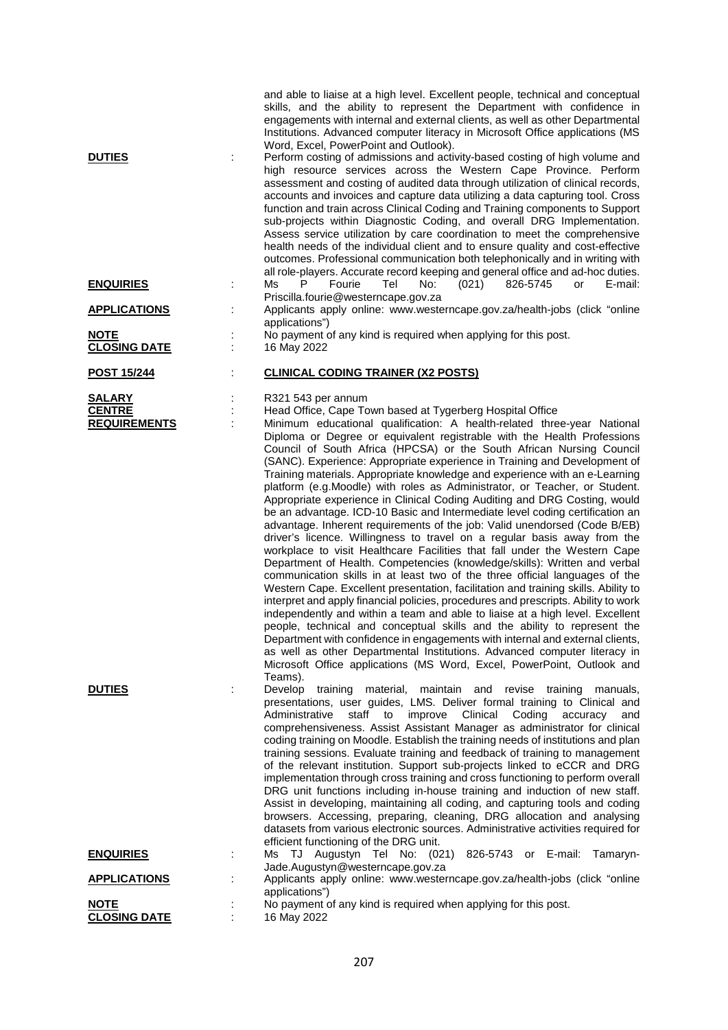and able to liaise at a high level. Excellent people, technical and conceptual skills, and the ability to represent the Department with confidence in engagements with internal and external clients, as well as other Departmental Institutions. Advanced computer literacy in Microsoft Office applications (MS Word, Excel, PowerPoint and Outlook).

**DUTIES** : Perform costing of admissions and activity-based costing of high volume and high resource services across the Western Cape Province. Perform assessment and costing of audited data through utilization of clinical records, accounts and invoices and capture data utilizing a data capturing tool. Cross function and train across Clinical Coding and Training components to Support sub-projects within Diagnostic Coding, and overall DRG Implementation. Assess service utilization by care coordination to meet the comprehensive health needs of the individual client and to ensure quality and cost-effective outcomes. Professional communication both telephonically and in writing with all role-players. Accurate record keeping and general office and ad-hoc duties.

**ENQUIRIES** : Ms P Fourie Tel No: (021) 826-5745 or E-mail: Priscilla.fourie@westerncape.gov.za

**APPLICATIONS** : Applicants apply online: www.westerncape.gov.za/health-jobs (click "online applications")

**NOTE** : No payment of any kind is required when applying for this post.

**CLOSING DATE** : 16 May 2022

**POST 15/244** : **CLINICAL CODING TRAINER (X2 POSTS)**

**SALARY** : R321 543 per annum

**CENTRE** : Head Office, Cape Town based at Tygerberg Hospital Office

**REQUIREMENTS** : Minimum educational qualification: A health-related three-year National Diploma or Degree or equivalent registrable with the Health Professions Council of South Africa (HPCSA) or the South African Nursing Council (SANC). Experience: Appropriate experience in Training and Development of Training materials. Appropriate knowledge and experience with an e-Learning platform (e.g.Moodle) with roles as Administrator, or Teacher, or Student. Appropriate experience in Clinical Coding Auditing and DRG Costing, would be an advantage. ICD-10 Basic and Intermediate level coding certification an advantage. Inherent requirements of the job: Valid unendorsed (Code B/EB) driver's licence. Willingness to travel on a regular basis away from the workplace to visit Healthcare Facilities that fall under the Western Cape Department of Health. Competencies (knowledge/skills): Written and verbal communication skills in at least two of the three official languages of the Western Cape. Excellent presentation, facilitation and training skills. Ability to interpret and apply financial policies, procedures and prescripts. Ability to work independently and within a team and able to liaise at a high level. Excellent people, technical and conceptual skills and the ability to represent the Department with confidence in engagements with internal and external clients, as well as other Departmental Institutions. Advanced computer literacy in Microsoft Office applications (MS Word, Excel, PowerPoint, Outlook and Teams).

**DUTIES** : Develop training material, maintain and revise training manuals, presentations, user guides, LMS. Deliver formal training to Clinical and Administrative staff to improve Clinical Coding accuracy and comprehensiveness. Assist Assistant Manager as administrator for clinical coding training on Moodle. Establish the training needs of institutions and plan training sessions. Evaluate training and feedback of training to management of the relevant institution. Support sub-projects linked to eCCR and DRG implementation through cross training and cross functioning to perform overall DRG unit functions including in-house training and induction of new staff. Assist in developing, maintaining all coding, and capturing tools and coding browsers. Accessing, preparing, cleaning, DRG allocation and analysing datasets from various electronic sources. Administrative activities required for efficient functioning of the DRG unit.

**ENQUIRIES** : Ms TJ Augustyn Tel No: (021) 826-5743 or E-mail: Tamaryn-Jade.Augustyn@westerncape.gov.za

**APPLICATIONS** : Applicants apply online: www.westerncape.gov.za/health-jobs (click "online applications")

**NOTE** : No payment of any kind is required when applying for this post.

**CLOSING DATE** : 16 May 2022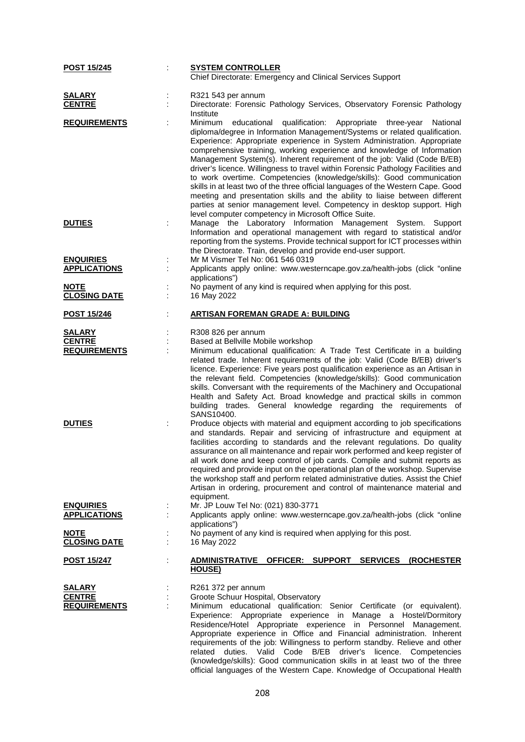| | | |
|---|---|---|
| **POST 15/245** | : | **SYSTEM CONTROLLER**<br>Chief Directorate: Emergency and Clinical Services Support |
| **SALARY** | : | R321 543 per annum |
| **CENTRE** | : | Directorate: Forensic Pathology Services, Observatory Forensic Pathology Institute |
| **REQUIREMENTS** | : | Minimum educational qualification: Appropriate three-year National diploma/degree in Information Management/Systems or related qualification. Experience: Appropriate experience in System Administration. Appropriate comprehensive training, working experience and knowledge of Information Management System(s). Inherent requirement of the job: Valid (Code B/EB) driver's licence. Willingness to travel within Forensic Pathology Facilities and to work overtime. Competencies (knowledge/skills): Good communication skills in at least two of the three official languages of the Western Cape. Good meeting and presentation skills and the ability to liaise between different parties at senior management level. Competency in desktop support. High level computer competency in Microsoft Office Suite. |
| **DUTIES** | : | Manage the Laboratory Information Management System. Support Information and operational management with regard to statistical and/or reporting from the systems. Provide technical support for ICT processes within the Directorate. Train, develop and provide end-user support. |
| **ENQUIRIES** | : | Mr M Vismer Tel No: 061 546 0319 |
| **APPLICATIONS** | : | Applicants apply online: www.westerncape.gov.za/health-jobs (click "online applications") |
| **NOTE** | : | No payment of any kind is required when applying for this post. |
| **CLOSING DATE** | : | 16 May 2022 |

| | | |
|---|---|---|
| **POST 15/246** | : | **ARTISAN FOREMAN GRADE A: BUILDING** |
| **SALARY** | : | R308 826 per annum |
| **CENTRE** | : | Based at Bellville Mobile workshop |
| **REQUIREMENTS** | : | Minimum educational qualification: A Trade Test Certificate in a building related trade. Inherent requirements of the job: Valid (Code B/EB) driver's licence. Experience: Five years post qualification experience as an Artisan in the relevant field. Competencies (knowledge/skills): Good communication skills. Conversant with the requirements of the Machinery and Occupational Health and Safety Act. Broad knowledge and practical skills in common building trades. General knowledge regarding the requirements of SANS10400. |
| **DUTIES** | : | Produce objects with material and equipment according to job specifications and standards. Repair and servicing of infrastructure and equipment at facilities according to standards and the relevant regulations. Do quality assurance on all maintenance and repair work performed and keep register of all work done and keep control of job cards. Compile and submit reports as required and provide input on the operational plan of the workshop. Supervise the workshop staff and perform related administrative duties. Assist the Chief Artisan in ordering, procurement and control of maintenance material and equipment. |
| **ENQUIRIES** | : | Mr. JP Louw Tel No: (021) 830-3771 |
| **APPLICATIONS** | : | Applicants apply online: www.westerncape.gov.za/health-jobs (click "online applications") |
| **NOTE** | : | No payment of any kind is required when applying for this post. |
| **CLOSING DATE** | : | 16 May 2022 |

| | | |
|---|---|---|
| **POST 15/247** | : | **ADMINISTRATIVE OFFICER: SUPPORT SERVICES (ROCHESTER HOUSE)** |
| **SALARY** | : | R261 372 per annum |
| **CENTRE** | : | Groote Schuur Hospital, Observatory |
| **REQUIREMENTS** | : | Minimum educational qualification: Senior Certificate (or equivalent). Experience: Appropriate experience in Manage a Hostel/Dormitory Residence/Hotel Appropriate experience in Personnel Management. Appropriate experience in Office and Financial administration. Inherent requirements of the job: Willingness to perform standby. Relieve and other related duties. Valid Code B/EB driver's licence. Competencies (knowledge/skills): Good communication skills in at least two of the three official languages of the Western Cape. Knowledge of Occupational Health |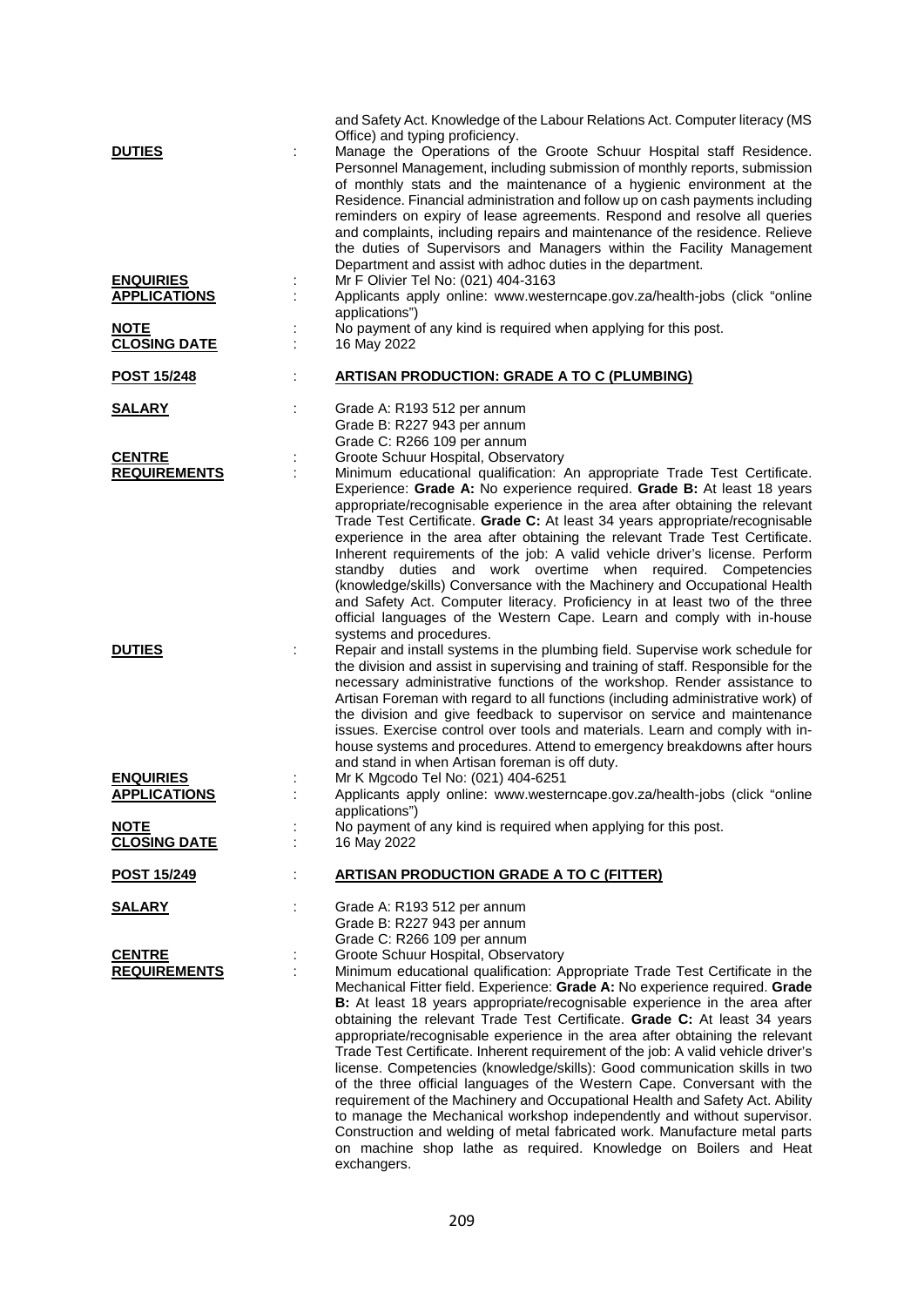and Safety Act. Knowledge of the Labour Relations Act. Computer literacy (MS Office) and typing proficiency.

**DUTIES** : Manage the Operations of the Groote Schuur Hospital staff Residence. Personnel Management, including submission of monthly reports, submission of monthly stats and the maintenance of a hygienic environment at the Residence. Financial administration and follow up on cash payments including reminders on expiry of lease agreements. Respond and resolve all queries and complaints, including repairs and maintenance of the residence. Relieve the duties of Supervisors and Managers within the Facility Management Department and assist with adhoc duties in the department.

**ENQUIRIES** : Mr F Olivier Tel No: (021) 404-3163

**APPLICATIONS** : Applicants apply online: www.westerncape.gov.za/health-jobs (click "online applications")

**NOTE** : No payment of any kind is required when applying for this post.

**CLOSING DATE** : 16 May 2022

## POST 15/248 : ARTISAN PRODUCTION: GRADE A TO C (PLUMBING)

**SALARY** : Grade A: R193 512 per annum
Grade B: R227 943 per annum
Grade C: R266 109 per annum

**CENTRE** : Groote Schuur Hospital, Observatory

**REQUIREMENTS** : Minimum educational qualification: An appropriate Trade Test Certificate. Experience: **Grade A:** No experience required. **Grade B:** At least 18 years appropriate/recognisable experience in the area after obtaining the relevant Trade Test Certificate. **Grade C:** At least 34 years appropriate/recognisable experience in the area after obtaining the relevant Trade Test Certificate. Inherent requirements of the job: A valid vehicle driver's license. Perform standby duties and work overtime when required. Competencies (knowledge/skills) Conversance with the Machinery and Occupational Health and Safety Act. Computer literacy. Proficiency in at least two of the three official languages of the Western Cape. Learn and comply with in-house systems and procedures.

**DUTIES** : Repair and install systems in the plumbing field. Supervise work schedule for the division and assist in supervising and training of staff. Responsible for the necessary administrative functions of the workshop. Render assistance to Artisan Foreman with regard to all functions (including administrative work) of the division and give feedback to supervisor on service and maintenance issues. Exercise control over tools and materials. Learn and comply with in-house systems and procedures. Attend to emergency breakdowns after hours and stand in when Artisan foreman is off duty.

**ENQUIRIES** : Mr K Mgcodo Tel No: (021) 404-6251

**APPLICATIONS** : Applicants apply online: www.westerncape.gov.za/health-jobs (click "online applications")

**NOTE** : No payment of any kind is required when applying for this post.

**CLOSING DATE** : 16 May 2022

## POST 15/249 : ARTISAN PRODUCTION GRADE A TO C (FITTER)

**SALARY** : Grade A: R193 512 per annum
Grade B: R227 943 per annum
Grade C: R266 109 per annum

**CENTRE** : Groote Schuur Hospital, Observatory

**REQUIREMENTS** : Minimum educational qualification: Appropriate Trade Test Certificate in the Mechanical Fitter field. Experience: **Grade A:** No experience required. **Grade B:** At least 18 years appropriate/recognisable experience in the area after obtaining the relevant Trade Test Certificate. **Grade C:** At least 34 years appropriate/recognisable experience in the area after obtaining the relevant Trade Test Certificate. Inherent requirement of the job: A valid vehicle driver's license. Competencies (knowledge/skills): Good communication skills in two of the three official languages of the Western Cape. Conversant with the requirement of the Machinery and Occupational Health and Safety Act. Ability to manage the Mechanical workshop independently and without supervisor. Construction and welding of metal fabricated work. Manufacture metal parts on machine shop lathe as required. Knowledge on Boilers and Heat exchangers.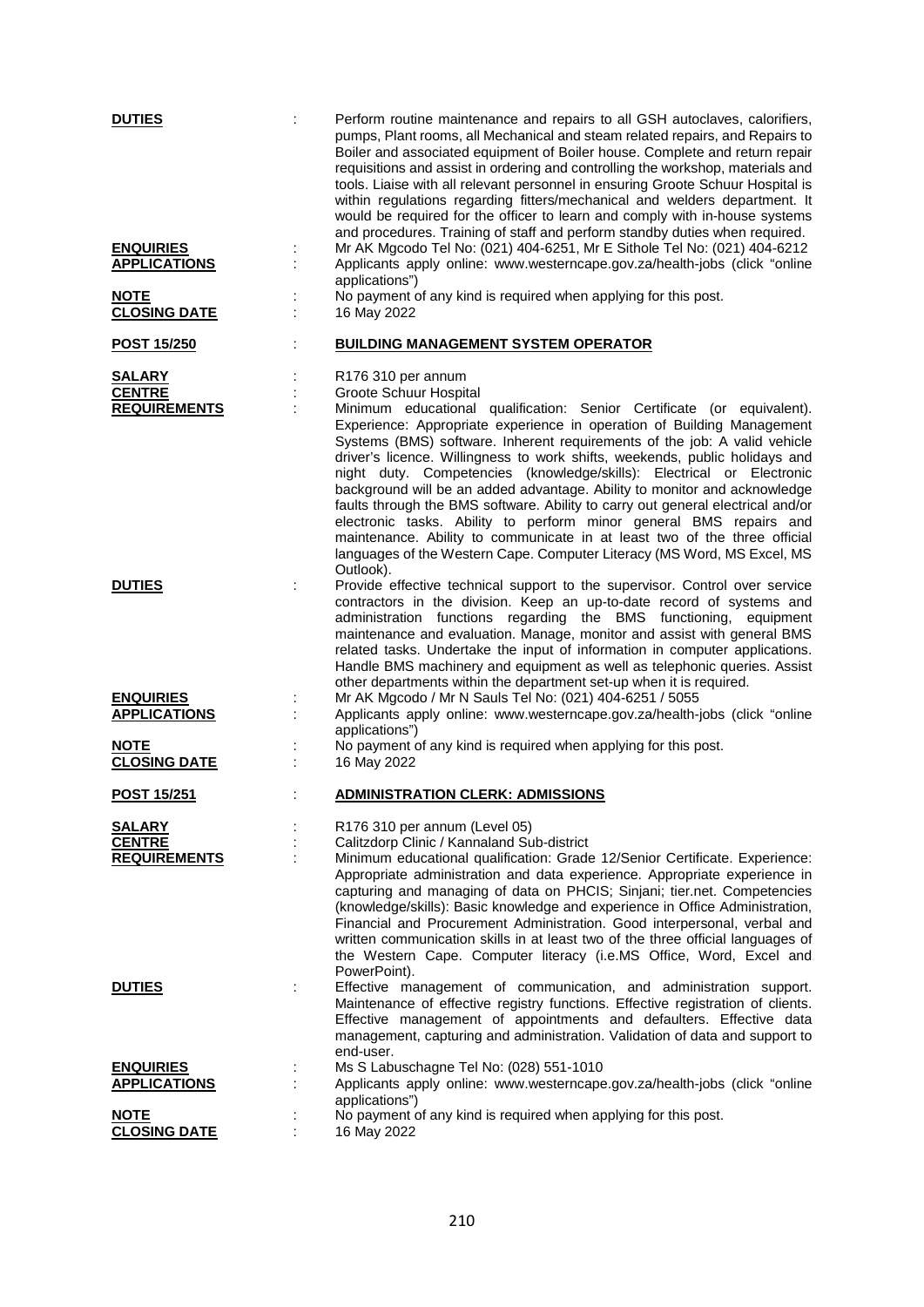**DUTIES** : Perform routine maintenance and repairs to all GSH autoclaves, calorifiers, pumps, Plant rooms, all Mechanical and steam related repairs, and Repairs to Boiler and associated equipment of Boiler house. Complete and return repair requisitions and assist in ordering and controlling the workshop, materials and tools. Liaise with all relevant personnel in ensuring Groote Schuur Hospital is within regulations regarding fitters/mechanical and welders department. It would be required for the officer to learn and comply with in-house systems and procedures. Training of staff and perform standby duties when required.

**ENQUIRIES** : Mr AK Mgcodo Tel No: (021) 404-6251, Mr E Sithole Tel No: (021) 404-6212

**APPLICATIONS** : Applicants apply online: www.westerncape.gov.za/health-jobs (click "online applications")

**NOTE** : No payment of any kind is required when applying for this post.

**CLOSING DATE** : 16 May 2022

**POST 15/250** : **BUILDING MANAGEMENT SYSTEM OPERATOR**

**SALARY** : R176 310 per annum

**CENTRE** : Groote Schuur Hospital

**REQUIREMENTS** : Minimum educational qualification: Senior Certificate (or equivalent). Experience: Appropriate experience in operation of Building Management Systems (BMS) software. Inherent requirements of the job: A valid vehicle driver's licence. Willingness to work shifts, weekends, public holidays and night duty. Competencies (knowledge/skills): Electrical or Electronic background will be an added advantage. Ability to monitor and acknowledge faults through the BMS software. Ability to carry out general electrical and/or electronic tasks. Ability to perform minor general BMS repairs and maintenance. Ability to communicate in at least two of the three official languages of the Western Cape. Computer Literacy (MS Word, MS Excel, MS Outlook).

**DUTIES** : Provide effective technical support to the supervisor. Control over service contractors in the division. Keep an up-to-date record of systems and administration functions regarding the BMS functioning, equipment maintenance and evaluation. Manage, monitor and assist with general BMS related tasks. Undertake the input of information in computer applications. Handle BMS machinery and equipment as well as telephonic queries. Assist other departments within the department set-up when it is required.

**ENQUIRIES** : Mr AK Mgcodo / Mr N Sauls Tel No: (021) 404-6251 / 5055

**APPLICATIONS** : Applicants apply online: www.westerncape.gov.za/health-jobs (click "online applications")

**NOTE** : No payment of any kind is required when applying for this post.

**CLOSING DATE** : 16 May 2022

**POST 15/251** : **ADMINISTRATION CLERK: ADMISSIONS**

**SALARY** : R176 310 per annum (Level 05)

**CENTRE** : Calitzdorp Clinic / Kannaland Sub-district

**REQUIREMENTS** : Minimum educational qualification: Grade 12/Senior Certificate. Experience: Appropriate administration and data experience. Appropriate experience in capturing and managing of data on PHCIS; Sinjani; tier.net. Competencies (knowledge/skills): Basic knowledge and experience in Office Administration, Financial and Procurement Administration. Good interpersonal, verbal and written communication skills in at least two of the three official languages of the Western Cape. Computer literacy (i.e.MS Office, Word, Excel and PowerPoint).

**DUTIES** : Effective management of communication, and administration support. Maintenance of effective registry functions. Effective registration of clients. Effective management of appointments and defaulters. Effective data management, capturing and administration. Validation of data and support to end-user.

**ENQUIRIES** : Ms S Labuschagne Tel No: (028) 551-1010

**APPLICATIONS** : Applicants apply online: www.westerncape.gov.za/health-jobs (click "online applications")

**NOTE** : No payment of any kind is required when applying for this post.

**CLOSING DATE** : 16 May 2022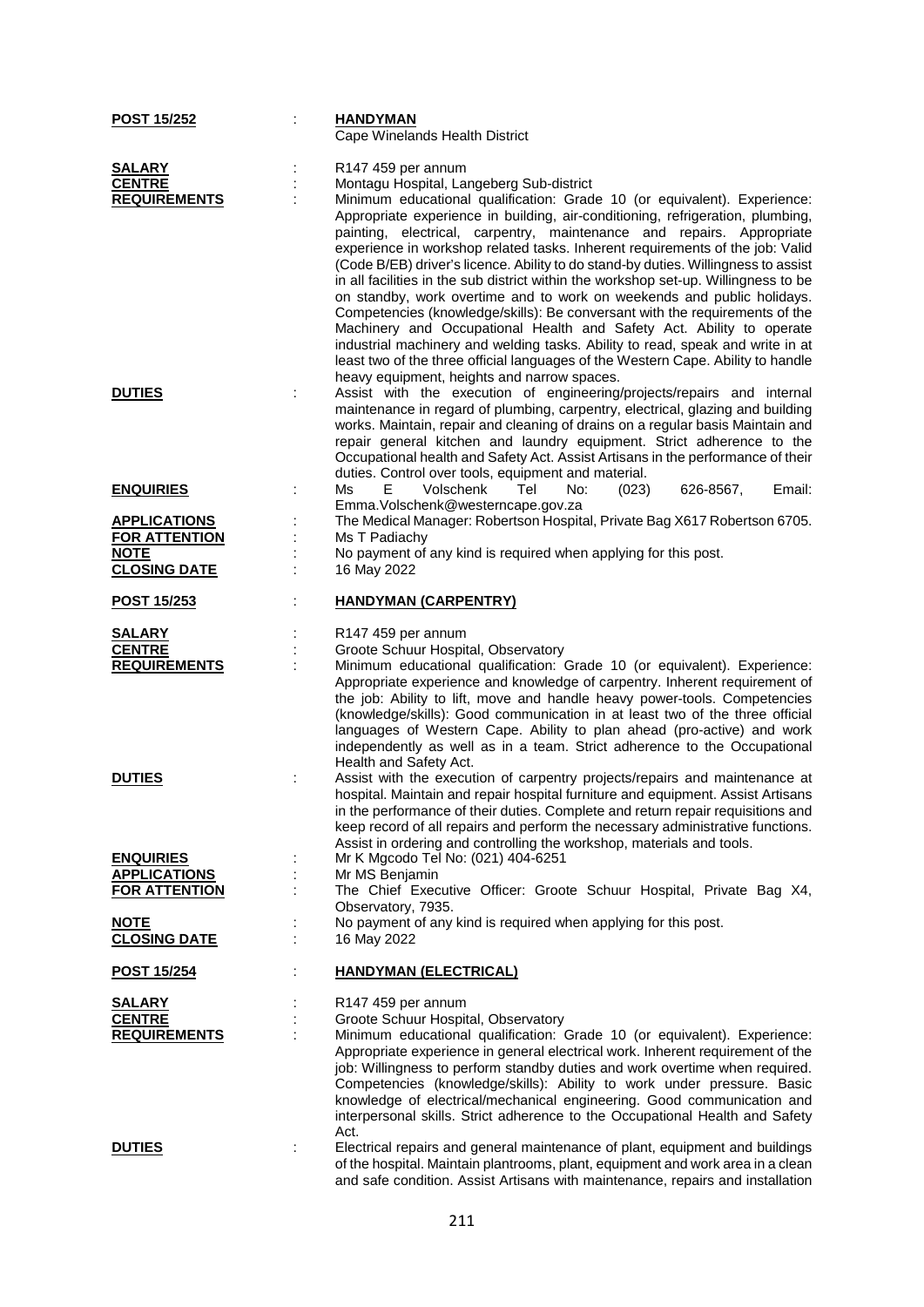**POST 15/252** : **HANDYMAN**
Cape Winelands Health District

**SALARY** : R147 459 per annum

**CENTRE** : Montagu Hospital, Langeberg Sub-district

**REQUIREMENTS** : Minimum educational qualification: Grade 10 (or equivalent). Experience: Appropriate experience in building, air-conditioning, refrigeration, plumbing, painting, electrical, carpentry, maintenance and repairs. Appropriate experience in workshop related tasks. Inherent requirements of the job: Valid (Code B/EB) driver's licence. Ability to do stand-by duties. Willingness to assist in all facilities in the sub district within the workshop set-up. Willingness to be on standby, work overtime and to work on weekends and public holidays. Competencies (knowledge/skills): Be conversant with the requirements of the Machinery and Occupational Health and Safety Act. Ability to operate industrial machinery and welding tasks. Ability to read, speak and write in at least two of the three official languages of the Western Cape. Ability to handle heavy equipment, heights and narrow spaces.

**DUTIES** : Assist with the execution of engineering/projects/repairs and internal maintenance in regard of plumbing, carpentry, electrical, glazing and building works. Maintain, repair and cleaning of drains on a regular basis Maintain and repair general kitchen and laundry equipment. Strict adherence to the Occupational health and Safety Act. Assist Artisans in the performance of their duties. Control over tools, equipment and material.

**ENQUIRIES** : Ms E Volschenk Tel No: (023) 626-8567, Email: Emma.Volschenk@westerncape.gov.za

**APPLICATIONS** : The Medical Manager: Robertson Hospital, Private Bag X617 Robertson 6705.

**FOR ATTENTION** : Ms T Padiachy

**NOTE** : No payment of any kind is required when applying for this post.

**CLOSING DATE** : 16 May 2022

**POST 15/253** : **HANDYMAN (CARPENTRY)**

**SALARY** : R147 459 per annum

**CENTRE** : Groote Schuur Hospital, Observatory

**REQUIREMENTS** : Minimum educational qualification: Grade 10 (or equivalent). Experience: Appropriate experience and knowledge of carpentry. Inherent requirement of the job: Ability to lift, move and handle heavy power-tools. Competencies (knowledge/skills): Good communication in at least two of the three official languages of Western Cape. Ability to plan ahead (pro-active) and work independently as well as in a team. Strict adherence to the Occupational Health and Safety Act.

**DUTIES** : Assist with the execution of carpentry projects/repairs and maintenance at hospital. Maintain and repair hospital furniture and equipment. Assist Artisans in the performance of their duties. Complete and return repair requisitions and keep record of all repairs and perform the necessary administrative functions. Assist in ordering and controlling the workshop, materials and tools.

**ENQUIRIES** : Mr K Mgcodo Tel No: (021) 404-6251

**APPLICATIONS** : Mr MS Benjamin

**FOR ATTENTION** : The Chief Executive Officer: Groote Schuur Hospital, Private Bag X4, Observatory, 7935.

**NOTE** : No payment of any kind is required when applying for this post.

**CLOSING DATE** : 16 May 2022

**POST 15/254** : **HANDYMAN (ELECTRICAL)**

**SALARY** : R147 459 per annum

**CENTRE** : Groote Schuur Hospital, Observatory

**REQUIREMENTS** : Minimum educational qualification: Grade 10 (or equivalent). Experience: Appropriate experience in general electrical work. Inherent requirement of the job: Willingness to perform standby duties and work overtime when required. Competencies (knowledge/skills): Ability to work under pressure. Basic knowledge of electrical/mechanical engineering. Good communication and interpersonal skills. Strict adherence to the Occupational Health and Safety Act.

**DUTIES** : Electrical repairs and general maintenance of plant, equipment and buildings of the hospital. Maintain plantrooms, plant, equipment and work area in a clean and safe condition. Assist Artisans with maintenance, repairs and installation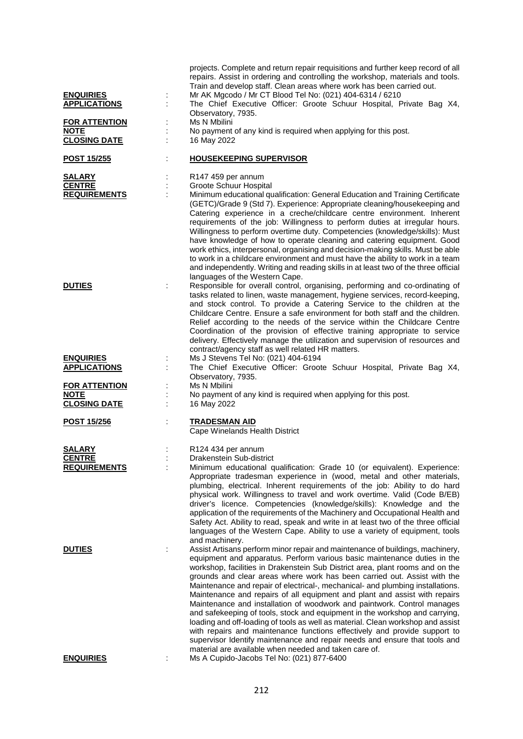projects. Complete and return repair requisitions and further keep record of all repairs. Assist in ordering and controlling the workshop, materials and tools. Train and develop staff. Clean areas where work has been carried out.

**ENQUIRIES** : Mr AK Mgcodo / Mr CT Blood Tel No: (021) 404-6314 / 6210

**APPLICATIONS** : The Chief Executive Officer: Groote Schuur Hospital, Private Bag X4, Observatory, 7935.

**FOR ATTENTION** : Ms N Mbilini

**NOTE** : No payment of any kind is required when applying for this post.

**CLOSING DATE** : 16 May 2022

## POST 15/255 : HOUSEKEEPING SUPERVISOR

**SALARY** : R147 459 per annum

**CENTRE** : Groote Schuur Hospital

**REQUIREMENTS** : Minimum educational qualification: General Education and Training Certificate (GETC)/Grade 9 (Std 7). Experience: Appropriate cleaning/housekeeping and Catering experience in a creche/childcare centre environment. Inherent requirements of the job: Willingness to perform duties at irregular hours. Willingness to perform overtime duty. Competencies (knowledge/skills): Must have knowledge of how to operate cleaning and catering equipment. Good work ethics, interpersonal, organising and decision-making skills. Must be able to work in a childcare environment and must have the ability to work in a team and independently. Writing and reading skills in at least two of the three official languages of the Western Cape.

**DUTIES** : Responsible for overall control, organising, performing and co-ordinating of tasks related to linen, waste management, hygiene services, record-keeping, and stock control. To provide a Catering Service to the children at the Childcare Centre. Ensure a safe environment for both staff and the children. Relief according to the needs of the service within the Childcare Centre Coordination of the provision of effective training appropriate to service delivery. Effectively manage the utilization and supervision of resources and contract/agency staff as well related HR matters.

**ENQUIRIES** : Ms J Stevens Tel No: (021) 404-6194

**APPLICATIONS** : The Chief Executive Officer: Groote Schuur Hospital, Private Bag X4, Observatory, 7935.

**FOR ATTENTION** : Ms N Mbilini

**NOTE** : No payment of any kind is required when applying for this post.

**CLOSING DATE** : 16 May 2022

## POST 15/256 : TRADESMAN AID

Cape Winelands Health District

**SALARY** : R124 434 per annum

**CENTRE** : Drakenstein Sub-district

**REQUIREMENTS** : Minimum educational qualification: Grade 10 (or equivalent). Experience: Appropriate tradesman experience in (wood, metal and other materials, plumbing, electrical. Inherent requirements of the job: Ability to do hard physical work. Willingness to travel and work overtime. Valid (Code B/EB) driver's licence. Competencies (knowledge/skills): Knowledge and the application of the requirements of the Machinery and Occupational Health and Safety Act. Ability to read, speak and write in at least two of the three official languages of the Western Cape. Ability to use a variety of equipment, tools and machinery.

**DUTIES** : Assist Artisans perform minor repair and maintenance of buildings, machinery, equipment and apparatus. Perform various basic maintenance duties in the workshop, facilities in Drakenstein Sub District area, plant rooms and on the grounds and clear areas where work has been carried out. Assist with the Maintenance and repair of electrical-, mechanical- and plumbing installations. Maintenance and repairs of all equipment and plant and assist with repairs Maintenance and installation of woodwork and paintwork. Control manages and safekeeping of tools, stock and equipment in the workshop and carrying, loading and off-loading of tools as well as material. Clean workshop and assist with repairs and maintenance functions effectively and provide support to supervisor Identify maintenance and repair needs and ensure that tools and material are available when needed and taken care of.

**ENQUIRIES** : Ms A Cupido-Jacobs Tel No: (021) 877-6400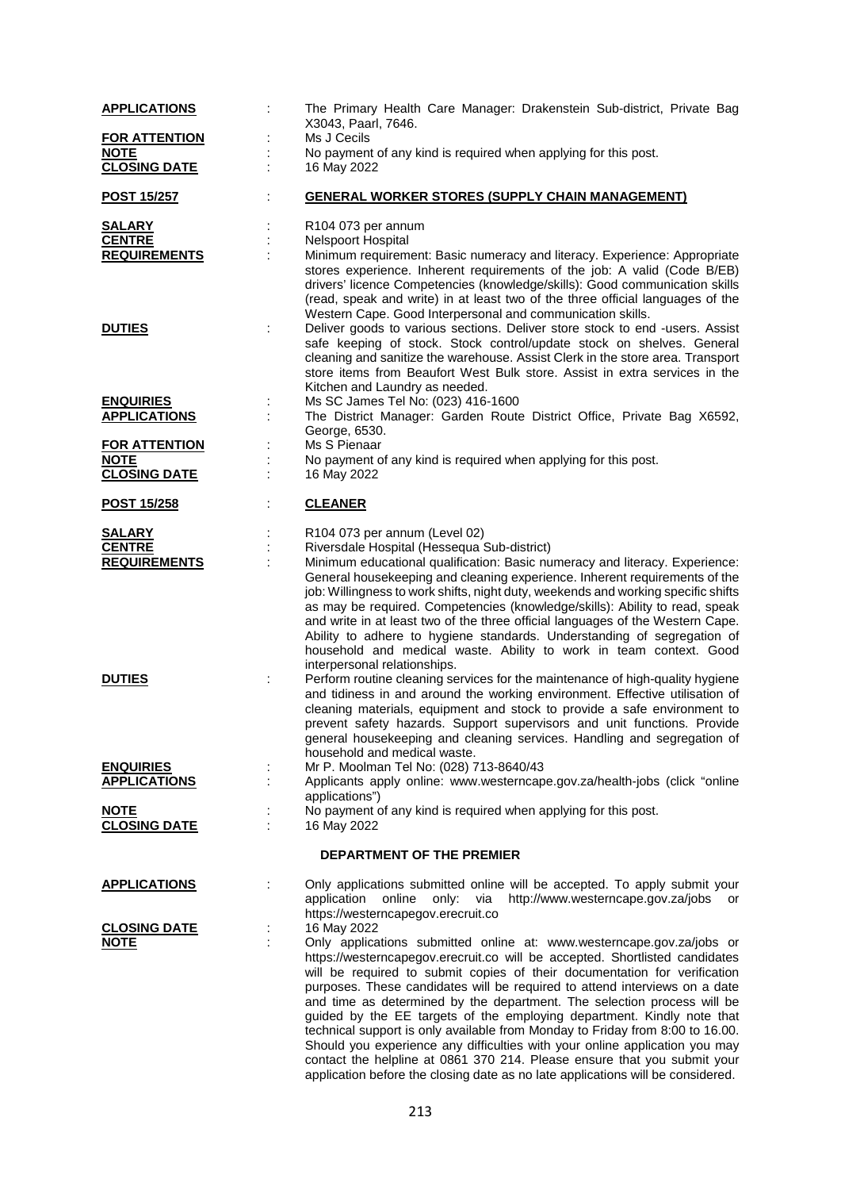**APPLICATIONS** : The Primary Health Care Manager: Drakenstein Sub-district, Private Bag X3043, Paarl, 7646.
**FOR ATTENTION** : Ms J Cecils
**NOTE** : No payment of any kind is required when applying for this post.
**CLOSING DATE** : 16 May 2022

**POST 15/257** : **GENERAL WORKER STORES (SUPPLY CHAIN MANAGEMENT)**

**SALARY** : R104 073 per annum
**CENTRE** : Nelspoort Hospital
**REQUIREMENTS** : Minimum requirement: Basic numeracy and literacy. Experience: Appropriate stores experience. Inherent requirements of the job: A valid (Code B/EB) drivers' licence Competencies (knowledge/skills): Good communication skills (read, speak and write) in at least two of the three official languages of the Western Cape. Good Interpersonal and communication skills.
**DUTIES** : Deliver goods to various sections. Deliver store stock to end -users. Assist safe keeping of stock. Stock control/update stock on shelves. General cleaning and sanitize the warehouse. Assist Clerk in the store area. Transport store items from Beaufort West Bulk store. Assist in extra services in the Kitchen and Laundry as needed.
**ENQUIRIES** : Ms SC James Tel No: (023) 416-1600
**APPLICATIONS** : The District Manager: Garden Route District Office, Private Bag X6592, George, 6530.
**FOR ATTENTION** : Ms S Pienaar
**NOTE** : No payment of any kind is required when applying for this post.
**CLOSING DATE** : 16 May 2022

**POST 15/258** : **CLEANER**

**SALARY** : R104 073 per annum (Level 02)
**CENTRE** : Riversdale Hospital (Hessequa Sub-district)
**REQUIREMENTS** : Minimum educational qualification: Basic numeracy and literacy. Experience: General housekeeping and cleaning experience. Inherent requirements of the job: Willingness to work shifts, night duty, weekends and working specific shifts as may be required. Competencies (knowledge/skills): Ability to read, speak and write in at least two of the three official languages of the Western Cape. Ability to adhere to hygiene standards. Understanding of segregation of household and medical waste. Ability to work in team context. Good interpersonal relationships.
**DUTIES** : Perform routine cleaning services for the maintenance of high-quality hygiene and tidiness in and around the working environment. Effective utilisation of cleaning materials, equipment and stock to provide a safe environment to prevent safety hazards. Support supervisors and unit functions. Provide general housekeeping and cleaning services. Handling and segregation of household and medical waste.
**ENQUIRIES** : Mr P. Moolman Tel No: (028) 713-8640/43
**APPLICATIONS** : Applicants apply online: www.westerncape.gov.za/health-jobs (click "online applications")
**NOTE** : No payment of any kind is required when applying for this post.
**CLOSING DATE** : 16 May 2022

## DEPARTMENT OF THE PREMIER

**APPLICATIONS** : Only applications submitted online will be accepted. To apply submit your application online only: via http://www.westerncape.gov.za/jobs or https://westerncapegov.erecruit.co
**CLOSING DATE** : 16 May 2022
**NOTE** : Only applications submitted online at: www.westerncape.gov.za/jobs or https://westerncapegov.erecruit.co will be accepted. Shortlisted candidates will be required to submit copies of their documentation for verification purposes. These candidates will be required to attend interviews on a date and time as determined by the department. The selection process will be guided by the EE targets of the employing department. Kindly note that technical support is only available from Monday to Friday from 8:00 to 16.00. Should you experience any difficulties with your online application you may contact the helpline at 0861 370 214. Please ensure that you submit your application before the closing date as no late applications will be considered.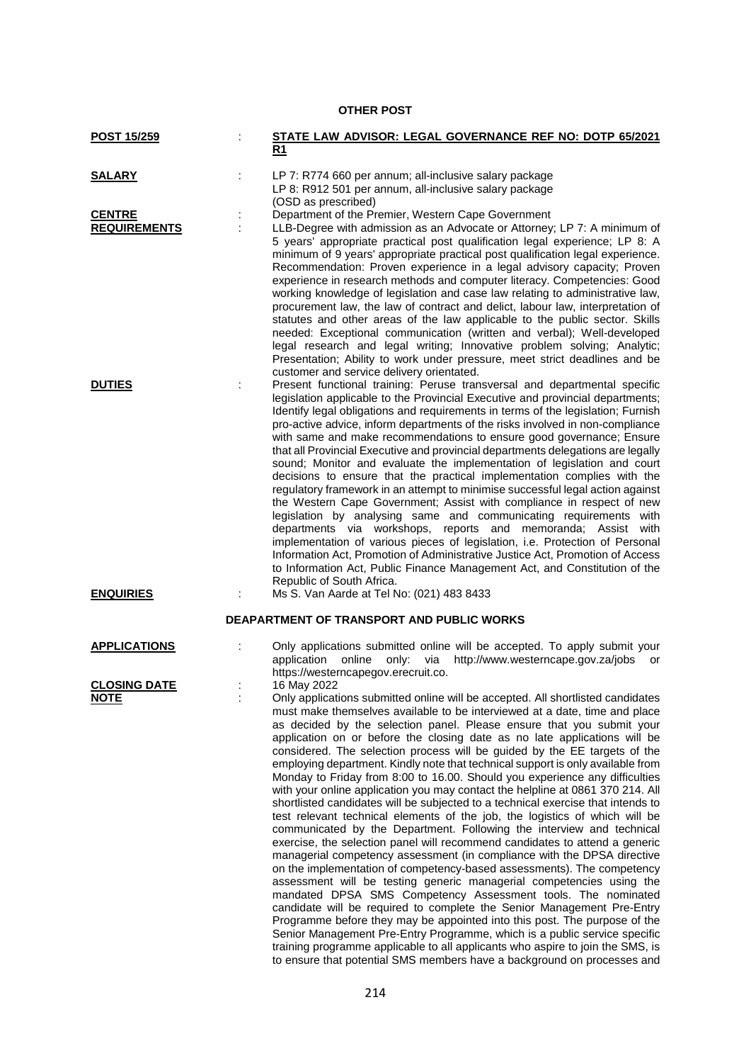## OTHER POST

**POST 15/259** : **STATE LAW ADVISOR: LEGAL GOVERNANCE REF NO: DOTP 65/2021 R1**

**SALARY** : LP 7: R774 660 per annum; all-inclusive salary package
LP 8: R912 501 per annum, all-inclusive salary package
(OSD as prescribed)

**CENTRE** : Department of the Premier, Western Cape Government

**REQUIREMENTS** : LLB-Degree with admission as an Advocate or Attorney; LP 7: A minimum of 5 years' appropriate practical post qualification legal experience; LP 8: A minimum of 9 years' appropriate practical post qualification legal experience. Recommendation: Proven experience in a legal advisory capacity; Proven experience in research methods and computer literacy. Competencies: Good working knowledge of legislation and case law relating to administrative law, procurement law, the law of contract and delict, labour law, interpretation of statutes and other areas of the law applicable to the public sector. Skills needed: Exceptional communication (written and verbal); Well-developed legal research and legal writing; Innovative problem solving; Analytic; Presentation; Ability to work under pressure, meet strict deadlines and be customer and service delivery orientated.

**DUTIES** : Present functional training: Peruse transversal and departmental specific legislation applicable to the Provincial Executive and provincial departments; Identify legal obligations and requirements in terms of the legislation; Furnish pro-active advice, inform departments of the risks involved in non-compliance with same and make recommendations to ensure good governance; Ensure that all Provincial Executive and provincial departments delegations are legally sound; Monitor and evaluate the implementation of legislation and court decisions to ensure that the practical implementation complies with the regulatory framework in an attempt to minimise successful legal action against the Western Cape Government; Assist with compliance in respect of new legislation by analysing same and communicating requirements with departments via workshops, reports and memoranda; Assist with implementation of various pieces of legislation, i.e. Protection of Personal Information Act, Promotion of Administrative Justice Act, Promotion of Access to Information Act, Public Finance Management Act, and Constitution of the Republic of South Africa.

**ENQUIRIES** : Ms S. Van Aarde at Tel No: (021) 483 8433

## DEAPARTMENT OF TRANSPORT AND PUBLIC WORKS

**APPLICATIONS** : Only applications submitted online will be accepted. To apply submit your application online only: via http://www.westerncape.gov.za/jobs or https://westerncapegov.erecruit.co.

**CLOSING DATE** : 16 May 2022

**NOTE** : Only applications submitted online will be accepted. All shortlisted candidates must make themselves available to be interviewed at a date, time and place as decided by the selection panel. Please ensure that you submit your application on or before the closing date as no late applications will be considered. The selection process will be guided by the EE targets of the employing department. Kindly note that technical support is only available from Monday to Friday from 8:00 to 16.00. Should you experience any difficulties with your online application you may contact the helpline at 0861 370 214. All shortlisted candidates will be subjected to a technical exercise that intends to test relevant technical elements of the job, the logistics of which will be communicated by the Department. Following the interview and technical exercise, the selection panel will recommend candidates to attend a generic managerial competency assessment (in compliance with the DPSA directive on the implementation of competency-based assessments). The competency assessment will be testing generic managerial competencies using the mandated DPSA SMS Competency Assessment tools. The nominated candidate will be required to complete the Senior Management Pre-Entry Programme before they may be appointed into this post. The purpose of the Senior Management Pre-Entry Programme, which is a public service specific training programme applicable to all applicants who aspire to join the SMS, is to ensure that potential SMS members have a background on processes and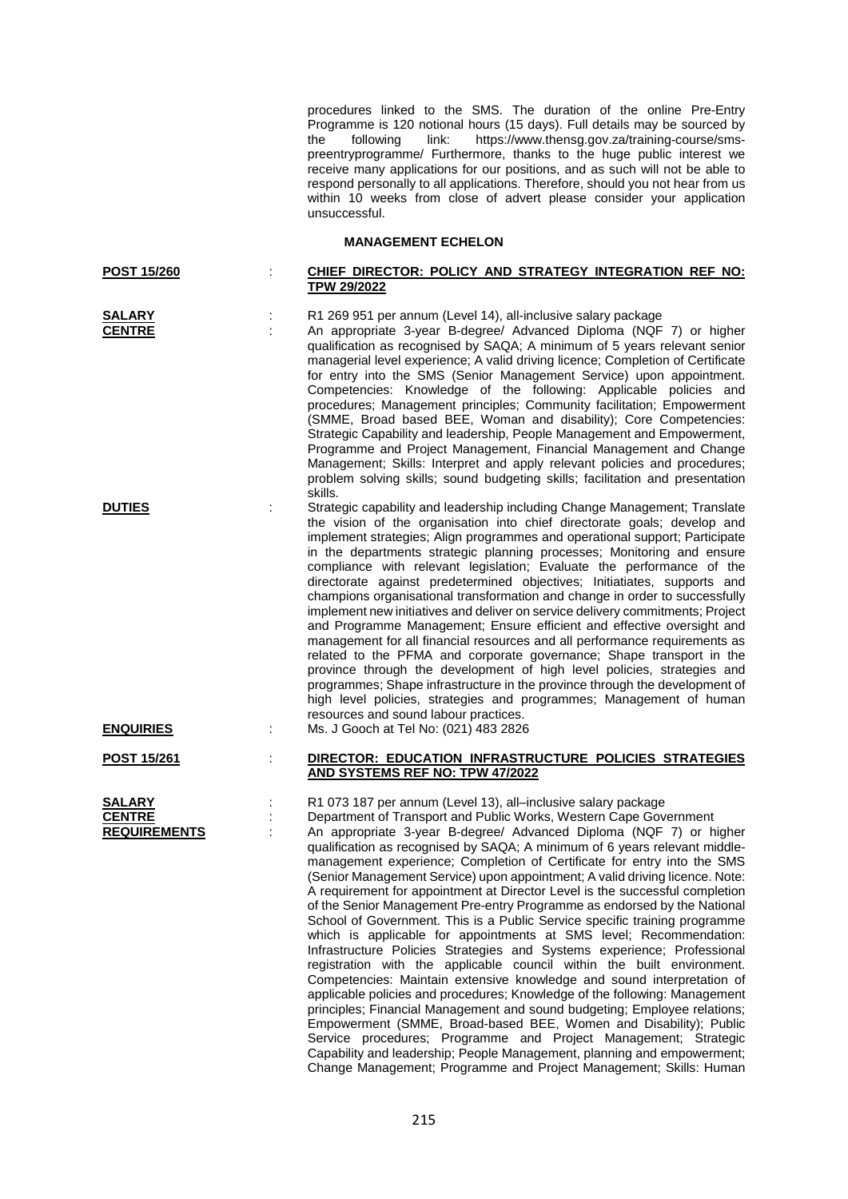procedures linked to the SMS. The duration of the online Pre-Entry Programme is 120 notional hours (15 days). Full details may be sourced by the following link: https://www.thensg.gov.za/training-course/sms-preentryprogramme/ Furthermore, thanks to the huge public interest we receive many applications for our positions, and as such will not be able to respond personally to all applications. Therefore, should you not hear from us within 10 weeks from close of advert please consider your application unsuccessful.

## MANAGEMENT ECHELON

**POST 15/260** : **CHIEF DIRECTOR: POLICY AND STRATEGY INTEGRATION REF NO: TPW 29/2022**

**SALARY** : R1 269 951 per annum (Level 14), all-inclusive salary package

**CENTRE** : An appropriate 3-year B-degree/ Advanced Diploma (NQF 7) or higher qualification as recognised by SAQA; A minimum of 5 years relevant senior managerial level experience; A valid driving licence; Completion of Certificate for entry into the SMS (Senior Management Service) upon appointment. Competencies: Knowledge of the following: Applicable policies and procedures; Management principles; Community facilitation; Empowerment (SMME, Broad based BEE, Woman and disability); Core Competencies: Strategic Capability and leadership, People Management and Empowerment, Programme and Project Management, Financial Management and Change Management; Skills: Interpret and apply relevant policies and procedures; problem solving skills; sound budgeting skills; facilitation and presentation skills.

**DUTIES** : Strategic capability and leadership including Change Management; Translate the vision of the organisation into chief directorate goals; develop and implement strategies; Align programmes and operational support; Participate in the departments strategic planning processes; Monitoring and ensure compliance with relevant legislation; Evaluate the performance of the directorate against predetermined objectives; Initiatiates, supports and champions organisational transformation and change in order to successfully implement new initiatives and deliver on service delivery commitments; Project and Programme Management; Ensure efficient and effective oversight and management for all financial resources and all performance requirements as related to the PFMA and corporate governance; Shape transport in the province through the development of high level policies, strategies and programmes; Shape infrastructure in the province through the development of high level policies, strategies and programmes; Management of human resources and sound labour practices.

**ENQUIRIES** : Ms. J Gooch at Tel No: (021) 483 2826

**POST 15/261** : **DIRECTOR: EDUCATION INFRASTRUCTURE POLICIES STRATEGIES AND SYSTEMS REF NO: TPW 47/2022**

**SALARY** : R1 073 187 per annum (Level 13), all–inclusive salary package

**CENTRE** : Department of Transport and Public Works, Western Cape Government

**REQUIREMENTS** : An appropriate 3-year B-degree/ Advanced Diploma (NQF 7) or higher qualification as recognised by SAQA; A minimum of 6 years relevant middle-management experience; Completion of Certificate for entry into the SMS (Senior Management Service) upon appointment; A valid driving licence. Note: A requirement for appointment at Director Level is the successful completion of the Senior Management Pre-entry Programme as endorsed by the National School of Government. This is a Public Service specific training programme which is applicable for appointments at SMS level; Recommendation: Infrastructure Policies Strategies and Systems experience; Professional registration with the applicable council within the built environment. Competencies: Maintain extensive knowledge and sound interpretation of applicable policies and procedures; Knowledge of the following: Management principles; Financial Management and sound budgeting; Employee relations; Empowerment (SMME, Broad-based BEE, Women and Disability); Public Service procedures; Programme and Project Management; Strategic Capability and leadership; People Management, planning and empowerment; Change Management; Programme and Project Management; Skills: Human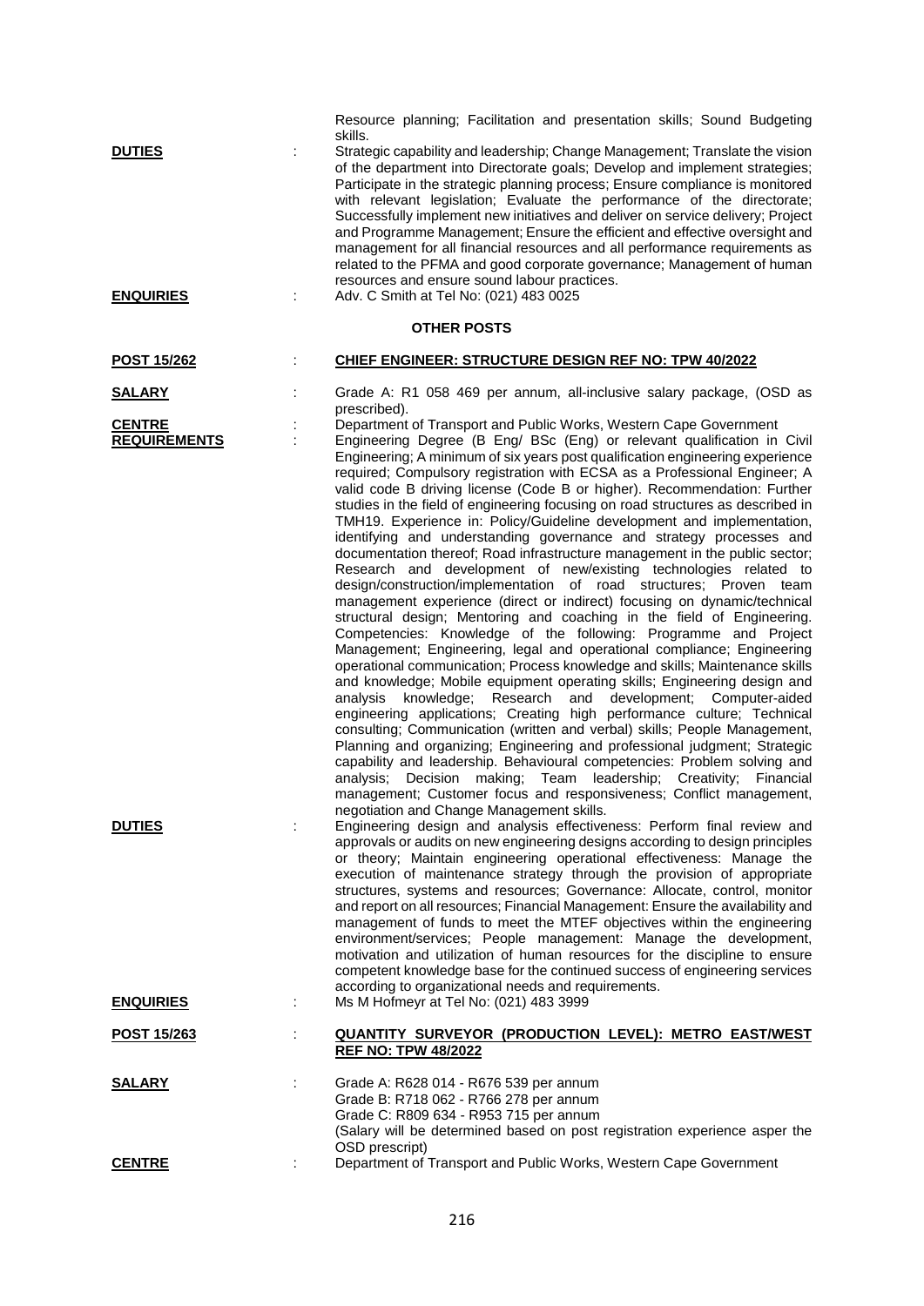Resource planning; Facilitation and presentation skills; Sound Budgeting skills.

**DUTIES** : Strategic capability and leadership; Change Management; Translate the vision of the department into Directorate goals; Develop and implement strategies; Participate in the strategic planning process; Ensure compliance is monitored with relevant legislation; Evaluate the performance of the directorate; Successfully implement new initiatives and deliver on service delivery; Project and Programme Management; Ensure the efficient and effective oversight and management for all financial resources and all performance requirements as related to the PFMA and good corporate governance; Management of human resources and ensure sound labour practices.

**ENQUIRIES** : Adv. C Smith at Tel No: (021) 483 0025

## OTHER POSTS

**POST 15/262** : **CHIEF ENGINEER: STRUCTURE DESIGN REF NO: TPW 40/2022**

**SALARY** : Grade A: R1 058 469 per annum, all-inclusive salary package, (OSD as prescribed).

**CENTRE** : Department of Transport and Public Works, Western Cape Government

**REQUIREMENTS** : Engineering Degree (B Eng/ BSc (Eng) or relevant qualification in Civil Engineering; A minimum of six years post qualification engineering experience required; Compulsory registration with ECSA as a Professional Engineer; A valid code B driving license (Code B or higher). Recommendation: Further studies in the field of engineering focusing on road structures as described in TMH19. Experience in: Policy/Guideline development and implementation, identifying and understanding governance and strategy processes and documentation thereof; Road infrastructure management in the public sector; Research and development of new/existing technologies related to design/construction/implementation of road structures; Proven team management experience (direct or indirect) focusing on dynamic/technical structural design; Mentoring and coaching in the field of Engineering. Competencies: Knowledge of the following: Programme and Project Management; Engineering, legal and operational compliance; Engineering operational communication; Process knowledge and skills; Maintenance skills and knowledge; Mobile equipment operating skills; Engineering design and analysis knowledge; Research and development; Computer-aided engineering applications; Creating high performance culture; Technical consulting; Communication (written and verbal) skills; People Management, Planning and organizing; Engineering and professional judgment; Strategic capability and leadership. Behavioural competencies: Problem solving and analysis; Decision making; Team leadership; Creativity; Financial management; Customer focus and responsiveness; Conflict management, negotiation and Change Management skills.

**DUTIES** : Engineering design and analysis effectiveness: Perform final review and approvals or audits on new engineering designs according to design principles or theory; Maintain engineering operational effectiveness: Manage the execution of maintenance strategy through the provision of appropriate structures, systems and resources; Governance: Allocate, control, monitor and report on all resources; Financial Management: Ensure the availability and management of funds to meet the MTEF objectives within the engineering environment/services; People management: Manage the development, motivation and utilization of human resources for the discipline to ensure competent knowledge base for the continued success of engineering services according to organizational needs and requirements.

**ENQUIRIES** : Ms M Hofmeyr at Tel No: (021) 483 3999

**POST 15/263** : **QUANTITY SURVEYOR (PRODUCTION LEVEL): METRO EAST/WEST REF NO: TPW 48/2022**

**SALARY** : Grade A: R628 014 - R676 539 per annum
Grade B: R718 062 - R766 278 per annum
Grade C: R809 634 - R953 715 per annum
(Salary will be determined based on post registration experience asper the OSD prescript)

**CENTRE** : Department of Transport and Public Works, Western Cape Government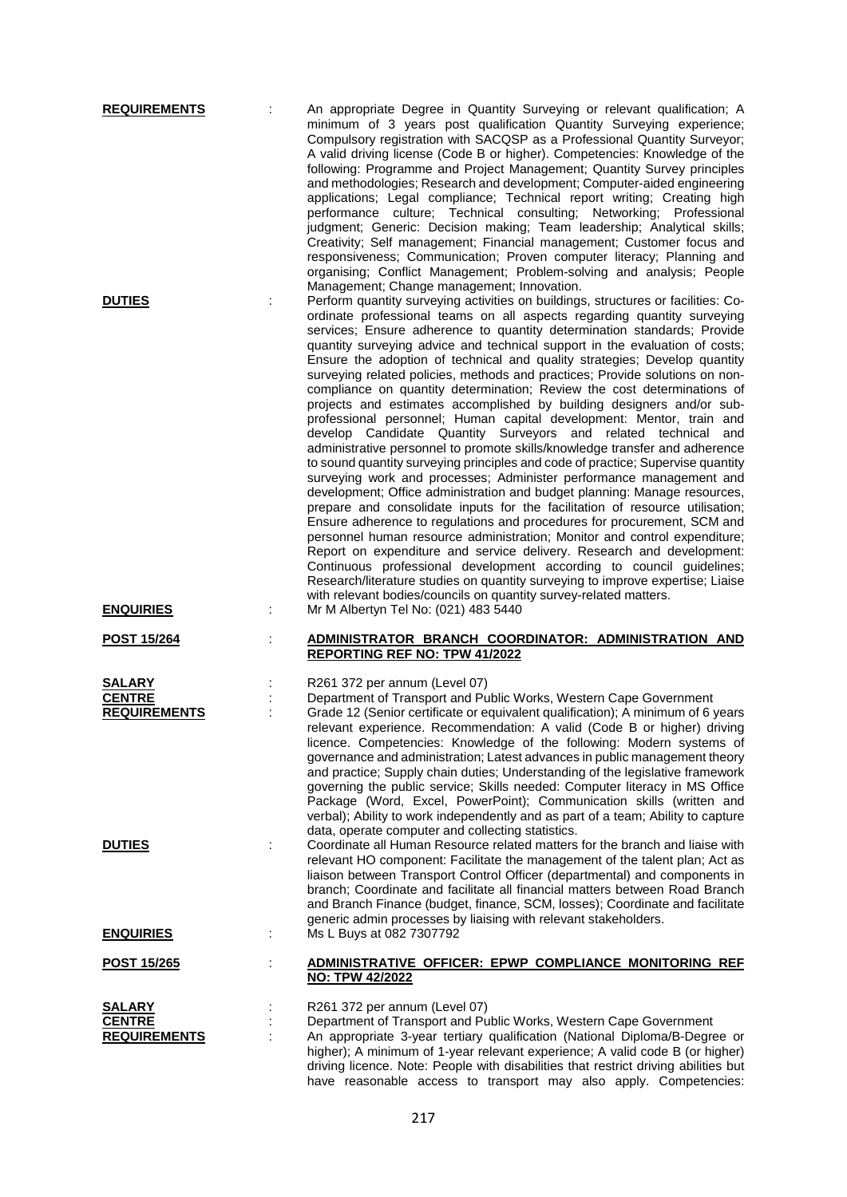**REQUIREMENTS** : An appropriate Degree in Quantity Surveying or relevant qualification; A minimum of 3 years post qualification Quantity Surveying experience; Compulsory registration with SACQSP as a Professional Quantity Surveyor; A valid driving license (Code B or higher). Competencies: Knowledge of the following: Programme and Project Management; Quantity Survey principles and methodologies; Research and development; Computer-aided engineering applications; Legal compliance; Technical report writing; Creating high performance culture; Technical consulting; Networking; Professional judgment; Generic: Decision making; Team leadership; Analytical skills; Creativity; Self management; Financial management; Customer focus and responsiveness; Communication; Proven computer literacy; Planning and organising; Conflict Management; Problem-solving and analysis; People Management; Change management; Innovation.

**DUTIES** : Perform quantity surveying activities on buildings, structures or facilities: Co-ordinate professional teams on all aspects regarding quantity surveying services; Ensure adherence to quantity determination standards; Provide quantity surveying advice and technical support in the evaluation of costs; Ensure the adoption of technical and quality strategies; Develop quantity surveying related policies, methods and practices; Provide solutions on non-compliance on quantity determination; Review the cost determinations of projects and estimates accomplished by building designers and/or sub-professional personnel; Human capital development: Mentor, train and develop Candidate Quantity Surveyors and related technical and administrative personnel to promote skills/knowledge transfer and adherence to sound quantity surveying principles and code of practice; Supervise quantity surveying work and processes; Administer performance management and development; Office administration and budget planning: Manage resources, prepare and consolidate inputs for the facilitation of resource utilisation; Ensure adherence to regulations and procedures for procurement, SCM and personnel human resource administration; Monitor and control expenditure; Report on expenditure and service delivery. Research and development: Continuous professional development according to council guidelines; Research/literature studies on quantity surveying to improve expertise; Liaise with relevant bodies/councils on quantity survey-related matters.

**ENQUIRIES** : Mr M Albertyn Tel No: (021) 483 5440

**POST 15/264** : **ADMINISTRATOR BRANCH COORDINATOR: ADMINISTRATION AND REPORTING REF NO: TPW 41/2022**

**SALARY** : R261 372 per annum (Level 07)

**CENTRE** : Department of Transport and Public Works, Western Cape Government

**REQUIREMENTS** : Grade 12 (Senior certificate or equivalent qualification); A minimum of 6 years relevant experience. Recommendation: A valid (Code B or higher) driving licence. Competencies: Knowledge of the following: Modern systems of governance and administration; Latest advances in public management theory and practice; Supply chain duties; Understanding of the legislative framework governing the public service; Skills needed: Computer literacy in MS Office Package (Word, Excel, PowerPoint); Communication skills (written and verbal); Ability to work independently and as part of a team; Ability to capture data, operate computer and collecting statistics.

**DUTIES** : Coordinate all Human Resource related matters for the branch and liaise with relevant HO component: Facilitate the management of the talent plan; Act as liaison between Transport Control Officer (departmental) and components in branch; Coordinate and facilitate all financial matters between Road Branch and Branch Finance (budget, finance, SCM, losses); Coordinate and facilitate generic admin processes by liaising with relevant stakeholders.

**ENQUIRIES** : Ms L Buys at 082 7307792

**POST 15/265** : **ADMINISTRATIVE OFFICER: EPWP COMPLIANCE MONITORING REF NO: TPW 42/2022**

**SALARY** : R261 372 per annum (Level 07)

**CENTRE** : Department of Transport and Public Works, Western Cape Government

**REQUIREMENTS** : An appropriate 3-year tertiary qualification (National Diploma/B-Degree or higher); A minimum of 1-year relevant experience; A valid code B (or higher) driving licence. Note: People with disabilities that restrict driving abilities but have reasonable access to transport may also apply. Competencies: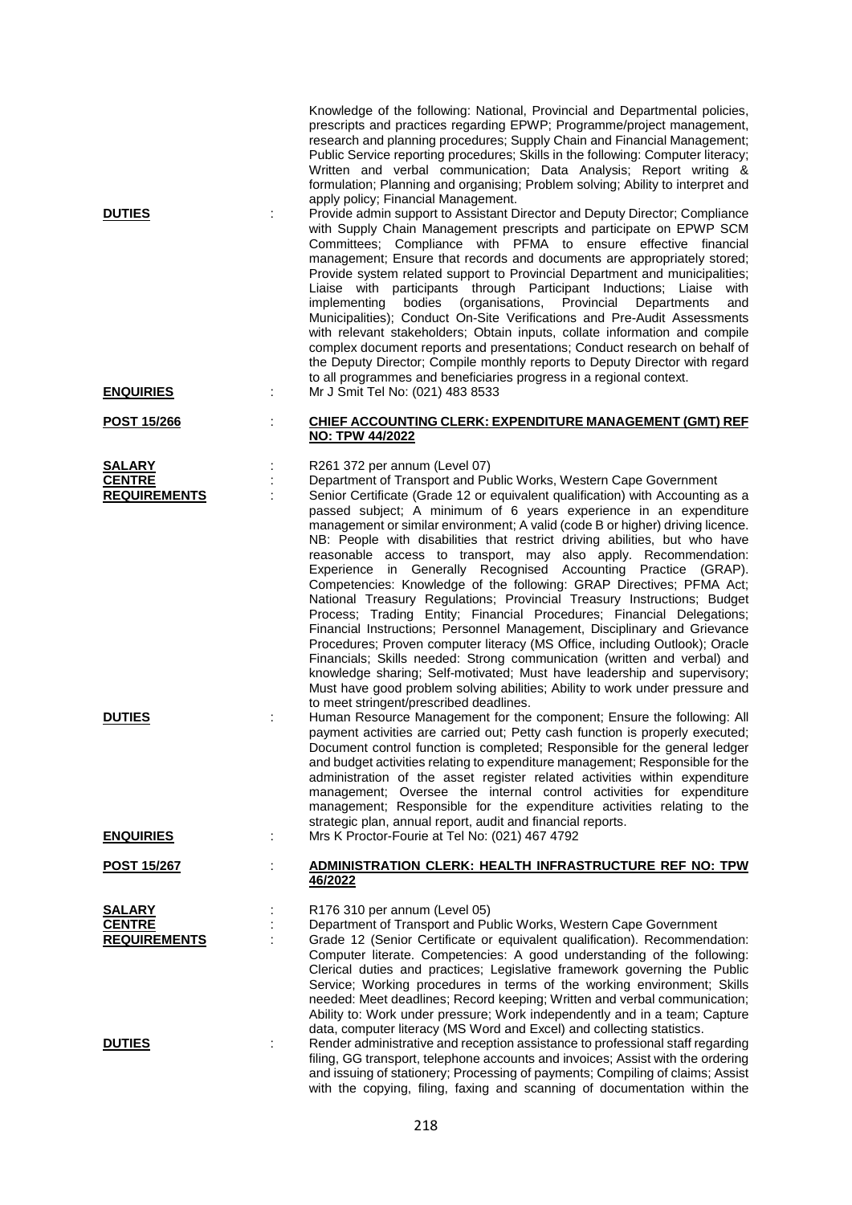Knowledge of the following: National, Provincial and Departmental policies, prescripts and practices regarding EPWP; Programme/project management, research and planning procedures; Supply Chain and Financial Management; Public Service reporting procedures; Skills in the following: Computer literacy; Written and verbal communication; Data Analysis; Report writing & formulation; Planning and organising; Problem solving; Ability to interpret and apply policy; Financial Management.

**DUTIES** : Provide admin support to Assistant Director and Deputy Director; Compliance with Supply Chain Management prescripts and participate on EPWP SCM Committees; Compliance with PFMA to ensure effective financial management; Ensure that records and documents are appropriately stored; Provide system related support to Provincial Department and municipalities; Liaise with participants through Participant Inductions; Liaise with implementing bodies (organisations, Provincial Departments and Municipalities); Conduct On-Site Verifications and Pre-Audit Assessments with relevant stakeholders; Obtain inputs, collate information and compile complex document reports and presentations; Conduct research on behalf of the Deputy Director; Compile monthly reports to Deputy Director with regard to all programmes and beneficiaries progress in a regional context.

**ENQUIRIES** : Mr J Smit Tel No: (021) 483 8533

**POST 15/266** : **CHIEF ACCOUNTING CLERK: EXPENDITURE MANAGEMENT (GMT) REF NO: TPW 44/2022**

**SALARY** : R261 372 per annum (Level 07)

**CENTRE** : Department of Transport and Public Works, Western Cape Government

**REQUIREMENTS** : Senior Certificate (Grade 12 or equivalent qualification) with Accounting as a passed subject; A minimum of 6 years experience in an expenditure management or similar environment; A valid (code B or higher) driving licence. NB: People with disabilities that restrict driving abilities, but who have reasonable access to transport, may also apply. Recommendation: Experience in Generally Recognised Accounting Practice (GRAP). Competencies: Knowledge of the following: GRAP Directives; PFMA Act; National Treasury Regulations; Provincial Treasury Instructions; Budget Process; Trading Entity; Financial Procedures; Financial Delegations; Financial Instructions; Personnel Management, Disciplinary and Grievance Procedures; Proven computer literacy (MS Office, including Outlook); Oracle Financials; Skills needed: Strong communication (written and verbal) and knowledge sharing; Self-motivated; Must have leadership and supervisory; Must have good problem solving abilities; Ability to work under pressure and to meet stringent/prescribed deadlines.

**DUTIES** : Human Resource Management for the component; Ensure the following: All payment activities are carried out; Petty cash function is properly executed; Document control function is completed; Responsible for the general ledger and budget activities relating to expenditure management; Responsible for the administration of the asset register related activities within expenditure management; Oversee the internal control activities for expenditure management; Responsible for the expenditure activities relating to the strategic plan, annual report, audit and financial reports.

**ENQUIRIES** : Mrs K Proctor-Fourie at Tel No: (021) 467 4792

**POST 15/267** : **ADMINISTRATION CLERK: HEALTH INFRASTRUCTURE REF NO: TPW 46/2022**

**SALARY** : R176 310 per annum (Level 05)

**CENTRE** : Department of Transport and Public Works, Western Cape Government

**REQUIREMENTS** : Grade 12 (Senior Certificate or equivalent qualification). Recommendation: Computer literate. Competencies: A good understanding of the following: Clerical duties and practices; Legislative framework governing the Public Service; Working procedures in terms of the working environment; Skills needed: Meet deadlines; Record keeping; Written and verbal communication; Ability to: Work under pressure; Work independently and in a team; Capture data, computer literacy (MS Word and Excel) and collecting statistics.

**DUTIES** : Render administrative and reception assistance to professional staff regarding filing, GG transport, telephone accounts and invoices; Assist with the ordering and issuing of stationery; Processing of payments; Compiling of claims; Assist with the copying, filing, faxing and scanning of documentation within the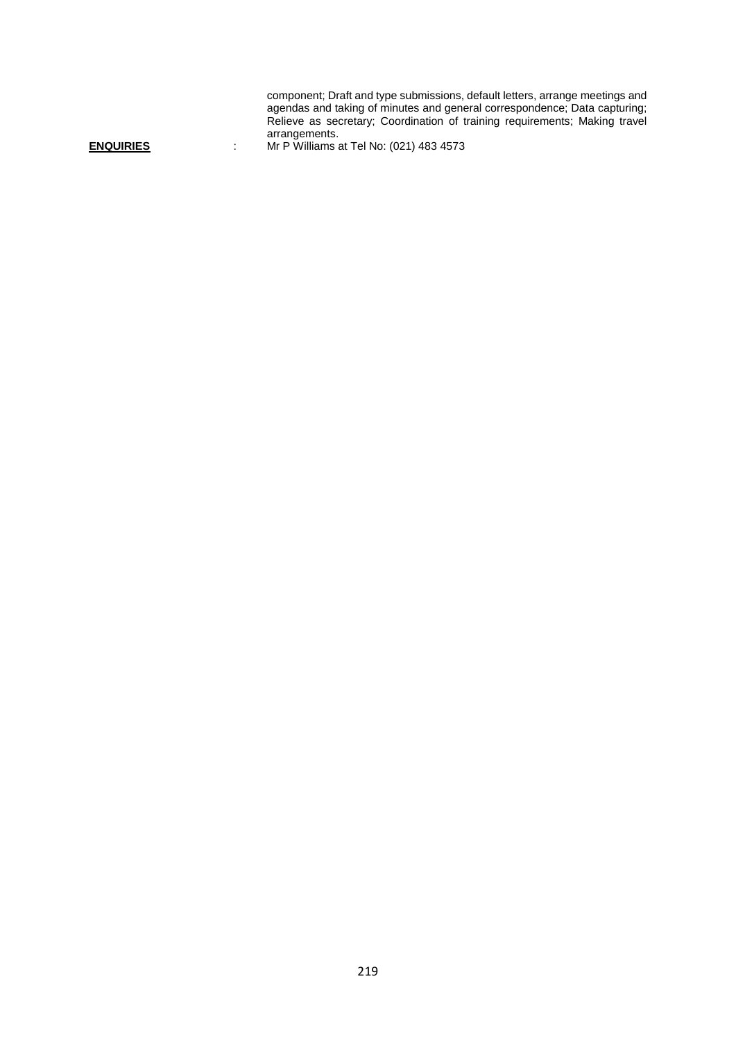component; Draft and type submissions, default letters, arrange meetings and agendas and taking of minutes and general correspondence; Data capturing; Relieve as secretary; Coordination of training requirements; Making travel arrangements.

**ENQUIRIES** : Mr P Williams at Tel No: (021) 483 4573